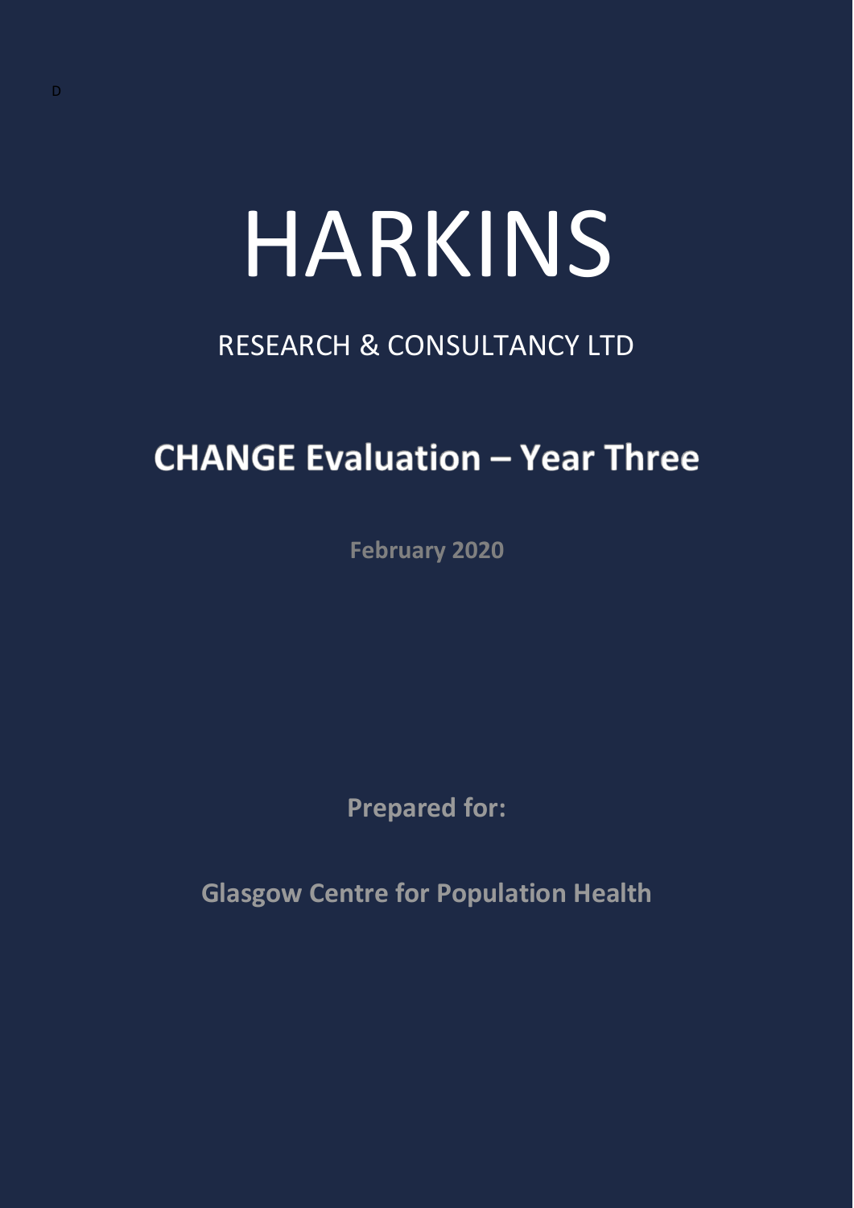D

# HARKINS

RESEARCH & CONSULTANCY LTD

## CHANGE Evaluation – Year Three

**February 2020**

**Prepared for:**

**Glasgow Centre for Population Health**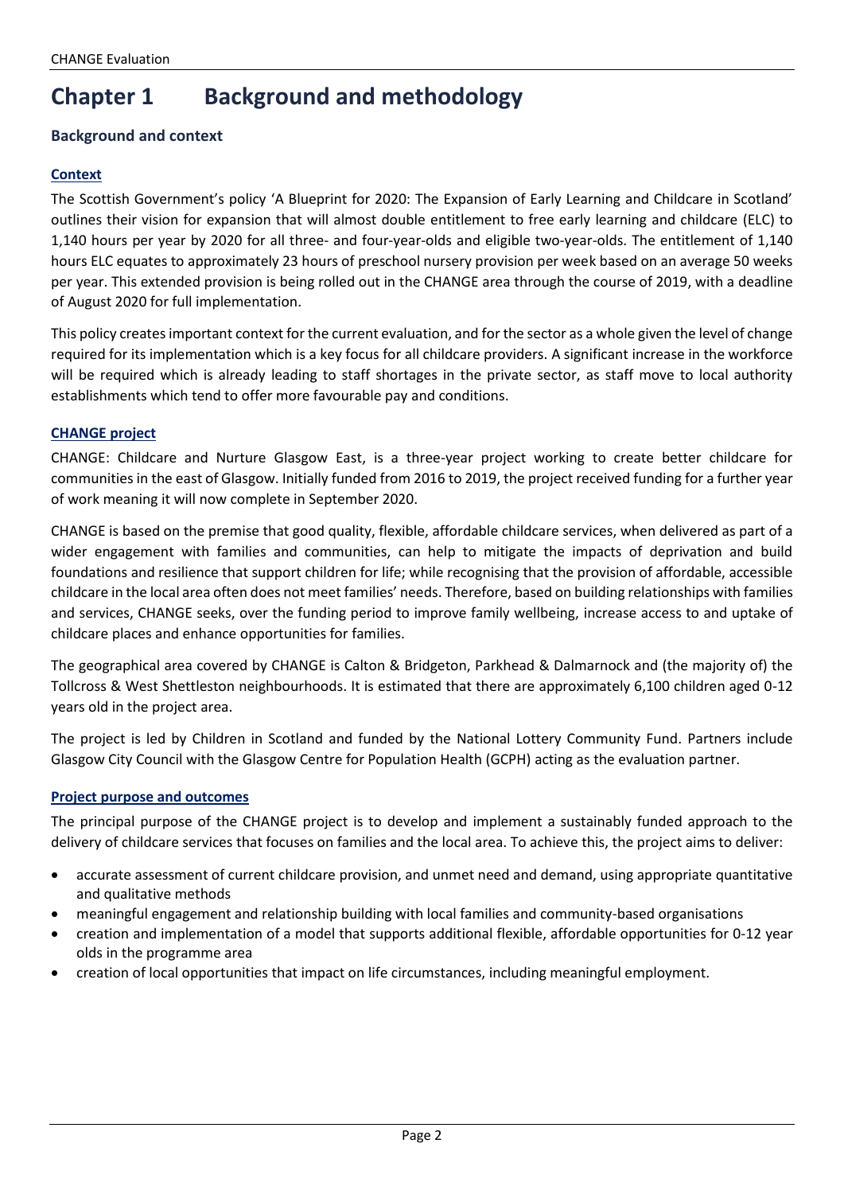# Chapter 1 Background and methodology

## Background and context

### Context

The Scottish Government's policy 'A Blueprint for 2020: The Expansion of Early Learning and Childcare in Scotland' outlines their vision for expansion that will almost double entitlement to free early learning and childcare (ELC) to 1,140 hours per year by 2020 for all three- and four-year-olds and eligible two-year-olds. The entitlement of 1,140 hours ELC equates to approximately 23 hours of preschool nursery provision per week based on an average 50 weeks per year. This extended provision is being rolled out in the CHANGE area through the course of 2019, with a deadline of August 2020 for full implementation.

This policy creates important context for the current evaluation, and for the sector as a whole given the level of change required for its implementation which is a key focus for all childcare providers. A significant increase in the workforce will be required which is already leading to staff shortages in the private sector, as staff move to local authority establishments which tend to offer more favourable pay and conditions.

### CHANGE project

CHANGE: Childcare and Nurture Glasgow East, is a three-year project working to create better childcare for communities in the east of Glasgow. Initially funded from 2016 to 2019, the project received funding for a further year of work meaning it will now complete in September 2020.

CHANGE is based on the premise that good quality, flexible, affordable childcare services, when delivered as part of a wider engagement with families and communities, can help to mitigate the impacts of deprivation and build foundations and resilience that support children for life; while recognising that the provision of affordable, accessible childcare in the local area often does not meet families' needs. Therefore, based on building relationships with families and services, CHANGE seeks, over the funding period to improve family wellbeing, increase access to and uptake of childcare places and enhance opportunities for families.

The geographical area covered by CHANGE is Calton & Bridgeton, Parkhead & Dalmarnock and (the majority of) the Tollcross & West Shettleston neighbourhoods. It is estimated that there are approximately 6,100 children aged 0-12 years old in the project area.

The project is led by Children in Scotland and funded by the National Lottery Community Fund. Partners include Glasgow City Council with the Glasgow Centre for Population Health (GCPH) acting as the evaluation partner.

### Project purpose and outcomes

The principal purpose of the CHANGE project is to develop and implement a sustainably funded approach to the delivery of childcare services that focuses on families and the local area. To achieve this, the project aims to deliver:

- accurate assessment of current childcare provision, and unmet need and demand, using appropriate quantitative and qualitative methods
- meaningful engagement and relationship building with local families and community-based organisations
- creation and implementation of a model that supports additional flexible, affordable opportunities for 0-12 year olds in the programme area
- creation of local opportunities that impact on life circumstances, including meaningful employment.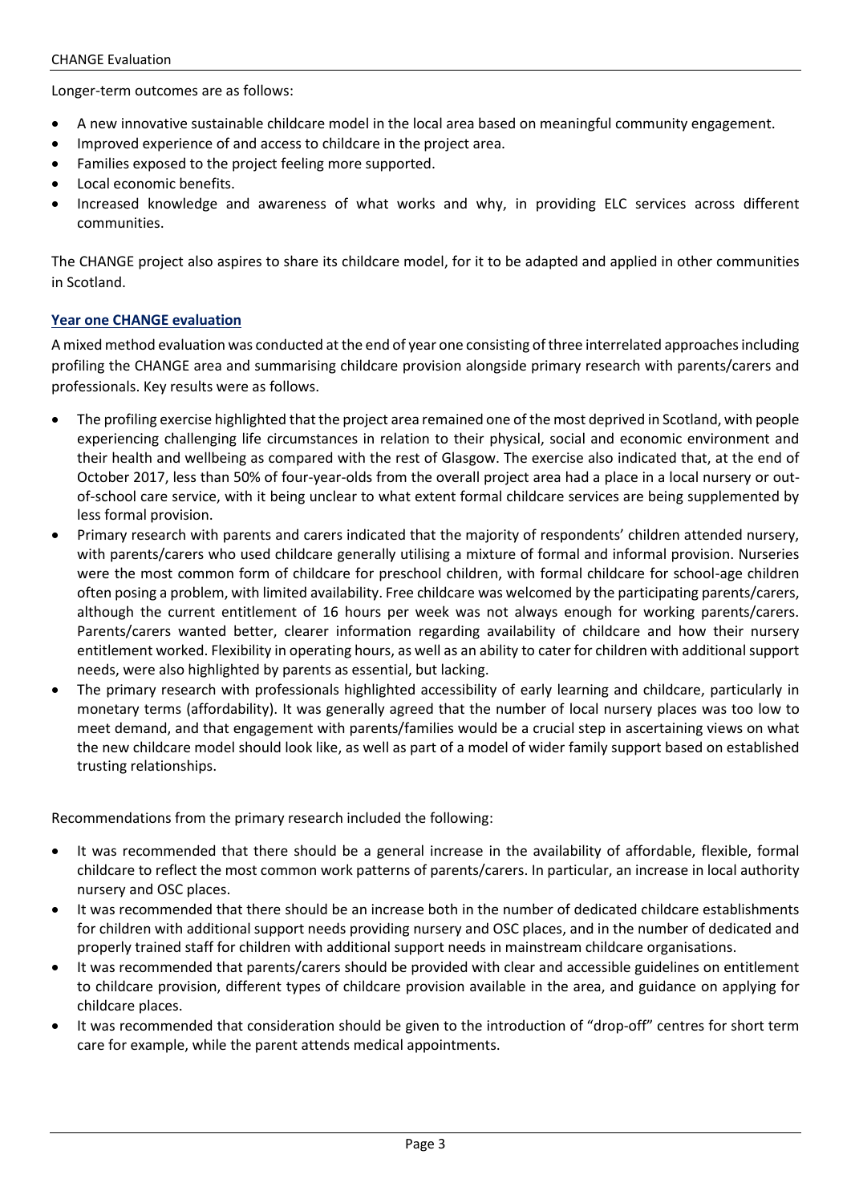Longer-term outcomes are as follows:

- A new innovative sustainable childcare model in the local area based on meaningful community engagement.
- Improved experience of and access to childcare in the project area.
- Families exposed to the project feeling more supported.
- Local economic benefits.
- Increased knowledge and awareness of what works and why, in providing ELC services across different communities.

The CHANGE project also aspires to share its childcare model, for it to be adapted and applied in other communities in Scotland.

## Year one CHANGE evaluation

A mixed method evaluation was conducted at the end of year one consisting of three interrelated approaches including profiling the CHANGE area and summarising childcare provision alongside primary research with parents/carers and professionals. Key results were as follows.

- The profiling exercise highlighted that the project area remained one of the most deprived in Scotland, with people experiencing challenging life circumstances in relation to their physical, social and economic environment and their health and wellbeing as compared with the rest of Glasgow. The exercise also indicated that, at the end of October 2017, less than 50% of four-year-olds from the overall project area had a place in a local nursery or out-of-school care service, with it being unclear to what extent formal childcare services are being supplemented by less formal provision.
- Primary research with parents and carers indicated that the majority of respondents' children attended nursery, with parents/carers who used childcare generally utilising a mixture of formal and informal provision. Nurseries were the most common form of childcare for preschool children, with formal childcare for school-age children often posing a problem, with limited availability. Free childcare was welcomed by the participating parents/carers, although the current entitlement of 16 hours per week was not always enough for working parents/carers. Parents/carers wanted better, clearer information regarding availability of childcare and how their nursery entitlement worked. Flexibility in operating hours, as well as an ability to cater for children with additional support needs, were also highlighted by parents as essential, but lacking.
- The primary research with professionals highlighted accessibility of early learning and childcare, particularly in monetary terms (affordability). It was generally agreed that the number of local nursery places was too low to meet demand, and that engagement with parents/families would be a crucial step in ascertaining views on what the new childcare model should look like, as well as part of a model of wider family support based on established trusting relationships.

Recommendations from the primary research included the following:

- It was recommended that there should be a general increase in the availability of affordable, flexible, formal childcare to reflect the most common work patterns of parents/carers. In particular, an increase in local authority nursery and OSC places.
- It was recommended that there should be an increase both in the number of dedicated childcare establishments for children with additional support needs providing nursery and OSC places, and in the number of dedicated and properly trained staff for children with additional support needs in mainstream childcare organisations.
- It was recommended that parents/carers should be provided with clear and accessible guidelines on entitlement to childcare provision, different types of childcare provision available in the area, and guidance on applying for childcare places.
- It was recommended that consideration should be given to the introduction of "drop-off" centres for short term care for example, while the parent attends medical appointments.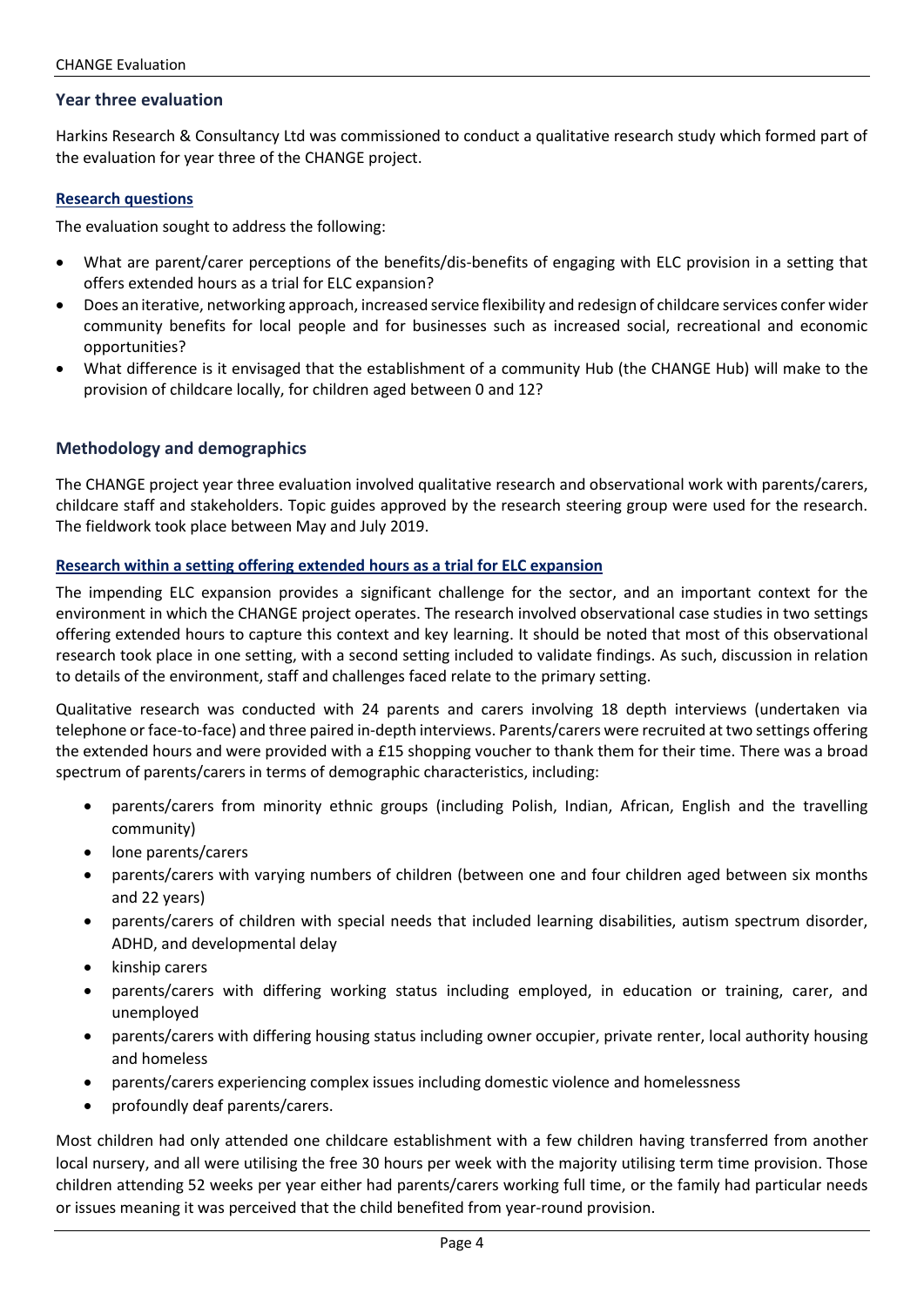## Year three evaluation

Harkins Research & Consultancy Ltd was commissioned to conduct a qualitative research study which formed part of the evaluation for year three of the CHANGE project.

### Research questions

The evaluation sought to address the following:

- What are parent/carer perceptions of the benefits/dis-benefits of engaging with ELC provision in a setting that offers extended hours as a trial for ELC expansion?
- Does an iterative, networking approach, increased service flexibility and redesign of childcare services confer wider community benefits for local people and for businesses such as increased social, recreational and economic opportunities?
- What difference is it envisaged that the establishment of a community Hub (the CHANGE Hub) will make to the provision of childcare locally, for children aged between 0 and 12?

## Methodology and demographics

The CHANGE project year three evaluation involved qualitative research and observational work with parents/carers, childcare staff and stakeholders. Topic guides approved by the research steering group were used for the research. The fieldwork took place between May and July 2019.

### Research within a setting offering extended hours as a trial for ELC expansion

The impending ELC expansion provides a significant challenge for the sector, and an important context for the environment in which the CHANGE project operates. The research involved observational case studies in two settings offering extended hours to capture this context and key learning. It should be noted that most of this observational research took place in one setting, with a second setting included to validate findings. As such, discussion in relation to details of the environment, staff and challenges faced relate to the primary setting.

Qualitative research was conducted with 24 parents and carers involving 18 depth interviews (undertaken via telephone or face-to-face) and three paired in-depth interviews. Parents/carers were recruited at two settings offering the extended hours and were provided with a £15 shopping voucher to thank them for their time. There was a broad spectrum of parents/carers in terms of demographic characteristics, including:

- parents/carers from minority ethnic groups (including Polish, Indian, African, English and the travelling community)
- lone parents/carers
- parents/carers with varying numbers of children (between one and four children aged between six months and 22 years)
- parents/carers of children with special needs that included learning disabilities, autism spectrum disorder, ADHD, and developmental delay
- kinship carers
- parents/carers with differing working status including employed, in education or training, carer, and unemployed
- parents/carers with differing housing status including owner occupier, private renter, local authority housing and homeless
- parents/carers experiencing complex issues including domestic violence and homelessness
- profoundly deaf parents/carers.

Most children had only attended one childcare establishment with a few children having transferred from another local nursery, and all were utilising the free 30 hours per week with the majority utilising term time provision. Those children attending 52 weeks per year either had parents/carers working full time, or the family had particular needs or issues meaning it was perceived that the child benefited from year-round provision.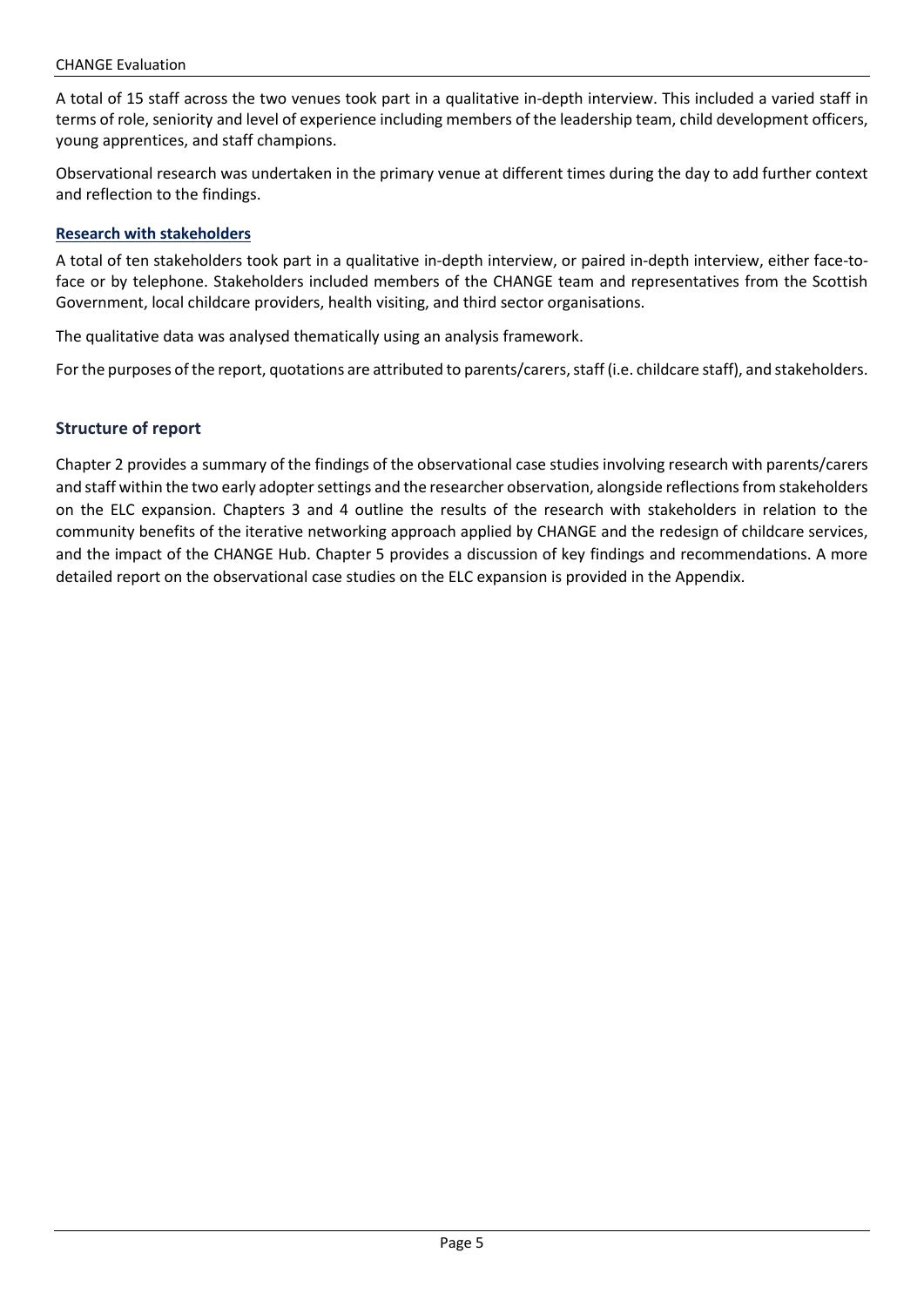A total of 15 staff across the two venues took part in a qualitative in-depth interview. This included a varied staff in terms of role, seniority and level of experience including members of the leadership team, child development officers, young apprentices, and staff champions.

Observational research was undertaken in the primary venue at different times during the day to add further context and reflection to the findings.

#### Research with stakeholders

A total of ten stakeholders took part in a qualitative in-depth interview, or paired in-depth interview, either face-to-face or by telephone. Stakeholders included members of the CHANGE team and representatives from the Scottish Government, local childcare providers, health visiting, and third sector organisations.

The qualitative data was analysed thematically using an analysis framework.

For the purposes of the report, quotations are attributed to parents/carers, staff (i.e. childcare staff), and stakeholders.

### Structure of report

Chapter 2 provides a summary of the findings of the observational case studies involving research with parents/carers and staff within the two early adopter settings and the researcher observation, alongside reflections from stakeholders on the ELC expansion. Chapters 3 and 4 outline the results of the research with stakeholders in relation to the community benefits of the iterative networking approach applied by CHANGE and the redesign of childcare services, and the impact of the CHANGE Hub. Chapter 5 provides a discussion of key findings and recommendations. A more detailed report on the observational case studies on the ELC expansion is provided in the Appendix.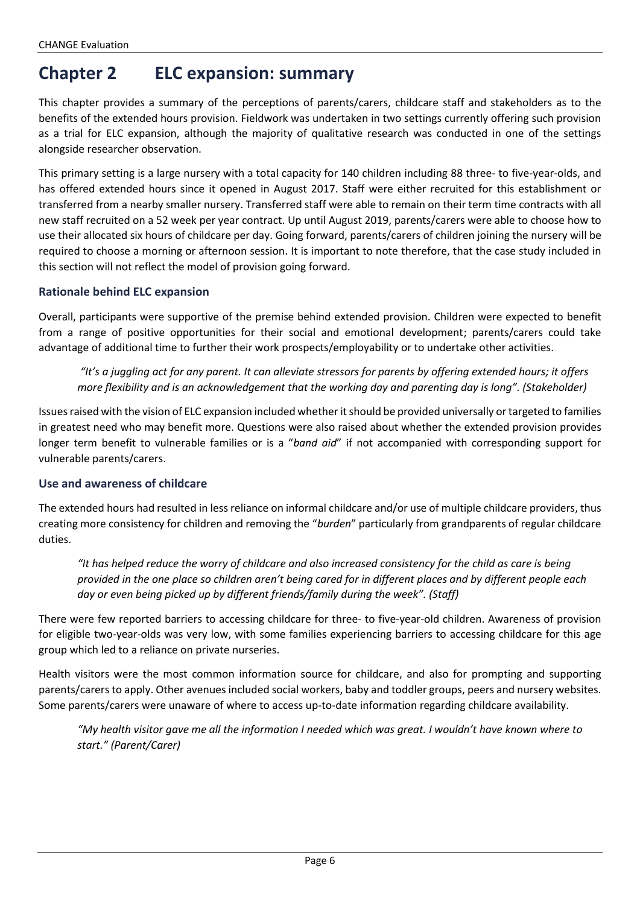# Chapter 2 ELC expansion: summary

This chapter provides a summary of the perceptions of parents/carers, childcare staff and stakeholders as to the benefits of the extended hours provision. Fieldwork was undertaken in two settings currently offering such provision as a trial for ELC expansion, although the majority of qualitative research was conducted in one of the settings alongside researcher observation.

This primary setting is a large nursery with a total capacity for 140 children including 88 three- to five-year-olds, and has offered extended hours since it opened in August 2017. Staff were either recruited for this establishment or transferred from a nearby smaller nursery. Transferred staff were able to remain on their term time contracts with all new staff recruited on a 52 week per year contract. Up until August 2019, parents/carers were able to choose how to use their allocated six hours of childcare per day. Going forward, parents/carers of children joining the nursery will be required to choose a morning or afternoon session. It is important to note therefore, that the case study included in this section will not reflect the model of provision going forward.

### Rationale behind ELC expansion

Overall, participants were supportive of the premise behind extended provision. Children were expected to benefit from a range of positive opportunities for their social and emotional development; parents/carers could take advantage of additional time to further their work prospects/employability or to undertake other activities.

> *"It's a juggling act for any parent. It can alleviate stressors for parents by offering extended hours; it offers more flexibility and is an acknowledgement that the working day and parenting day is long". (Stakeholder)*

Issues raised with the vision of ELC expansion included whether it should be provided universally or targeted to families in greatest need who may benefit more. Questions were also raised about whether the extended provision provides longer term benefit to vulnerable families or is a "*band aid*" if not accompanied with corresponding support for vulnerable parents/carers.

### Use and awareness of childcare

The extended hours had resulted in less reliance on informal childcare and/or use of multiple childcare providers, thus creating more consistency for children and removing the "*burden*" particularly from grandparents of regular childcare duties.

> *"It has helped reduce the worry of childcare and also increased consistency for the child as care is being provided in the one place so children aren't being cared for in different places and by different people each day or even being picked up by different friends/family during the week". (Staff)*

There were few reported barriers to accessing childcare for three- to five-year-old children. Awareness of provision for eligible two-year-olds was very low, with some families experiencing barriers to accessing childcare for this age group which led to a reliance on private nurseries.

Health visitors were the most common information source for childcare, and also for prompting and supporting parents/carers to apply. Other avenues included social workers, baby and toddler groups, peers and nursery websites. Some parents/carers were unaware of where to access up-to-date information regarding childcare availability.

> *"My health visitor gave me all the information I needed which was great. I wouldn't have known where to start." (Parent/Carer)*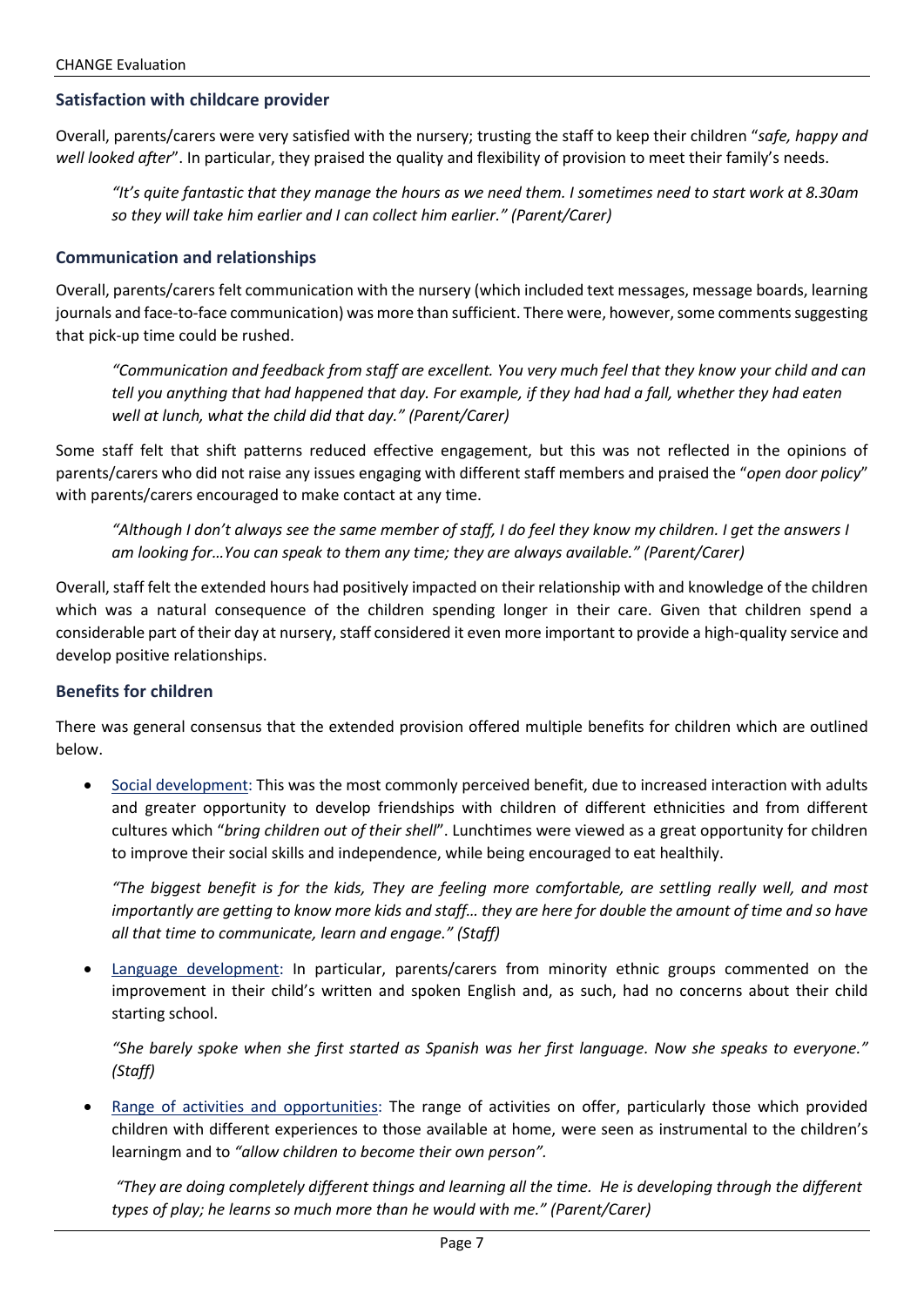### Satisfaction with childcare provider

Overall, parents/carers were very satisfied with the nursery; trusting the staff to keep their children "*safe, happy and well looked after*". In particular, they praised the quality and flexibility of provision to meet their family's needs.

> *"It's quite fantastic that they manage the hours as we need them. I sometimes need to start work at 8.30am so they will take him earlier and I can collect him earlier." (Parent/Carer)*

### Communication and relationships

Overall, parents/carers felt communication with the nursery (which included text messages, message boards, learning journals and face-to-face communication) was more than sufficient. There were, however, some comments suggesting that pick-up time could be rushed.

> *"Communication and feedback from staff are excellent. You very much feel that they know your child and can tell you anything that had happened that day. For example, if they had had a fall, whether they had eaten well at lunch, what the child did that day." (Parent/Carer)*

Some staff felt that shift patterns reduced effective engagement, but this was not reflected in the opinions of parents/carers who did not raise any issues engaging with different staff members and praised the "*open door policy*" with parents/carers encouraged to make contact at any time.

> *"Although I don't always see the same member of staff, I do feel they know my children. I get the answers I am looking for…You can speak to them any time; they are always available." (Parent/Carer)*

Overall, staff felt the extended hours had positively impacted on their relationship with and knowledge of the children which was a natural consequence of the children spending longer in their care. Given that children spend a considerable part of their day at nursery, staff considered it even more important to provide a high-quality service and develop positive relationships.

### Benefits for children

There was general consensus that the extended provision offered multiple benefits for children which are outlined below.

- Social development: This was the most commonly perceived benefit, due to increased interaction with adults and greater opportunity to develop friendships with children of different ethnicities and from different cultures which "*bring children out of their shell*". Lunchtimes were viewed as a great opportunity for children to improve their social skills and independence, while being encouraged to eat healthily.

  *"The biggest benefit is for the kids, They are feeling more comfortable, are settling really well, and most importantly are getting to know more kids and staff… they are here for double the amount of time and so have all that time to communicate, learn and engage." (Staff)*

- Language development: In particular, parents/carers from minority ethnic groups commented on the improvement in their child's written and spoken English and, as such, had no concerns about their child starting school.

  *"She barely spoke when she first started as Spanish was her first language. Now she speaks to everyone." (Staff)*

- Range of activities and opportunities: The range of activities on offer, particularly those which provided children with different experiences to those available at home, were seen as instrumental to the children's learningm and to *"allow children to become their own person".*

  *"They are doing completely different things and learning all the time. He is developing through the different types of play; he learns so much more than he would with me." (Parent/Carer)*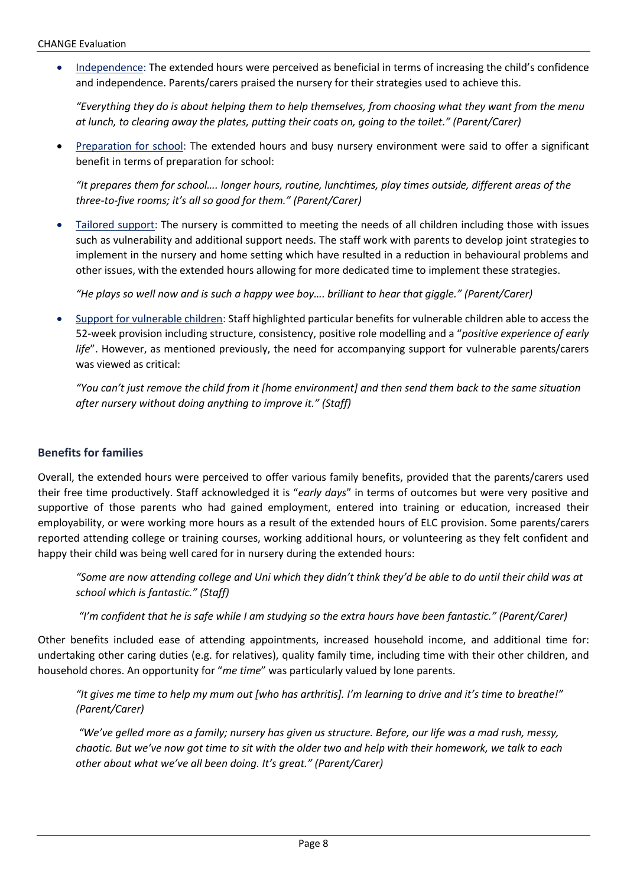- Independence: The extended hours were perceived as beneficial in terms of increasing the child's confidence and independence. Parents/carers praised the nursery for their strategies used to achieve this.

  *"Everything they do is about helping them to help themselves, from choosing what they want from the menu at lunch, to clearing away the plates, putting their coats on, going to the toilet." (Parent/Carer)*

- Preparation for school: The extended hours and busy nursery environment were said to offer a significant benefit in terms of preparation for school:

  *"It prepares them for school…. longer hours, routine, lunchtimes, play times outside, different areas of the three-to-five rooms; it's all so good for them." (Parent/Carer)*

- Tailored support: The nursery is committed to meeting the needs of all children including those with issues such as vulnerability and additional support needs. The staff work with parents to develop joint strategies to implement in the nursery and home setting which have resulted in a reduction in behavioural problems and other issues, with the extended hours allowing for more dedicated time to implement these strategies.

  *"He plays so well now and is such a happy wee boy…. brilliant to hear that giggle." (Parent/Carer)*

- Support for vulnerable children: Staff highlighted particular benefits for vulnerable children able to access the 52-week provision including structure, consistency, positive role modelling and a "*positive experience of early life*". However, as mentioned previously, the need for accompanying support for vulnerable parents/carers was viewed as critical:

  *"You can't just remove the child from it [home environment] and then send them back to the same situation after nursery without doing anything to improve it." (Staff)*

### Benefits for families

Overall, the extended hours were perceived to offer various family benefits, provided that the parents/carers used their free time productively. Staff acknowledged it is "*early days*" in terms of outcomes but were very positive and supportive of those parents who had gained employment, entered into training or education, increased their employability, or were working more hours as a result of the extended hours of ELC provision. Some parents/carers reported attending college or training courses, working additional hours, or volunteering as they felt confident and happy their child was being well cared for in nursery during the extended hours:

> *"Some are now attending college and Uni which they didn't think they'd be able to do until their child was at school which is fantastic." (Staff)*

> *"I'm confident that he is safe while I am studying so the extra hours have been fantastic." (Parent/Carer)*

Other benefits included ease of attending appointments, increased household income, and additional time for: undertaking other caring duties (e.g. for relatives), quality family time, including time with their other children, and household chores. An opportunity for "*me time*" was particularly valued by lone parents.

> *"It gives me time to help my mum out [who has arthritis]. I'm learning to drive and it's time to breathe!" (Parent/Carer)*

> *"We've gelled more as a family; nursery has given us structure. Before, our life was a mad rush, messy, chaotic. But we've now got time to sit with the older two and help with their homework, we talk to each other about what we've all been doing. It's great." (Parent/Carer)*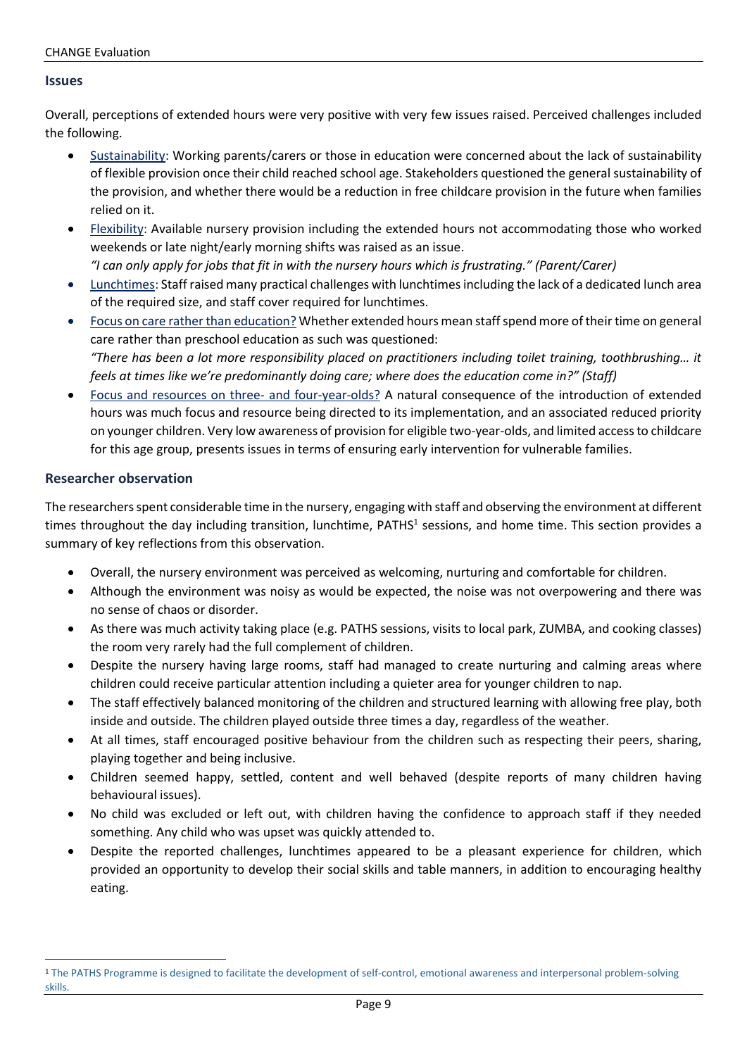### Issues

Overall, perceptions of extended hours were very positive with very few issues raised. Perceived challenges included the following.

- Sustainability: Working parents/carers or those in education were concerned about the lack of sustainability of flexible provision once their child reached school age. Stakeholders questioned the general sustainability of the provision, and whether there would be a reduction in free childcare provision in the future when families relied on it.
- Flexibility: Available nursery provision including the extended hours not accommodating those who worked weekends or late night/early morning shifts was raised as an issue.
  *"I can only apply for jobs that fit in with the nursery hours which is frustrating." (Parent/Carer)*
- Lunchtimes: Staff raised many practical challenges with lunchtimes including the lack of a dedicated lunch area of the required size, and staff cover required for lunchtimes.
- Focus on care rather than education? Whether extended hours mean staff spend more of their time on general care rather than preschool education as such was questioned:
  *"There has been a lot more responsibility placed on practitioners including toilet training, toothbrushing… it feels at times like we're predominantly doing care; where does the education come in?" (Staff)*
- Focus and resources on three- and four-year-olds? A natural consequence of the introduction of extended hours was much focus and resource being directed to its implementation, and an associated reduced priority on younger children. Very low awareness of provision for eligible two-year-olds, and limited access to childcare for this age group, presents issues in terms of ensuring early intervention for vulnerable families.

### Researcher observation

The researchers spent considerable time in the nursery, engaging with staff and observing the environment at different times throughout the day including transition, lunchtime, PATHS[1] sessions, and home time. This section provides a summary of key reflections from this observation.

- Overall, the nursery environment was perceived as welcoming, nurturing and comfortable for children.
- Although the environment was noisy as would be expected, the noise was not overpowering and there was no sense of chaos or disorder.
- As there was much activity taking place (e.g. PATHS sessions, visits to local park, ZUMBA, and cooking classes) the room very rarely had the full complement of children.
- Despite the nursery having large rooms, staff had managed to create nurturing and calming areas where children could receive particular attention including a quieter area for younger children to nap.
- The staff effectively balanced monitoring of the children and structured learning with allowing free play, both inside and outside. The children played outside three times a day, regardless of the weather.
- At all times, staff encouraged positive behaviour from the children such as respecting their peers, sharing, playing together and being inclusive.
- Children seemed happy, settled, content and well behaved (despite reports of many children having behavioural issues).
- No child was excluded or left out, with children having the confidence to approach staff if they needed something. Any child who was upset was quickly attended to.
- Despite the reported challenges, lunchtimes appeared to be a pleasant experience for children, which provided an opportunity to develop their social skills and table manners, in addition to encouraging healthy eating.

[1] The PATHS Programme is designed to facilitate the development of self-control, emotional awareness and interpersonal problem-solving skills.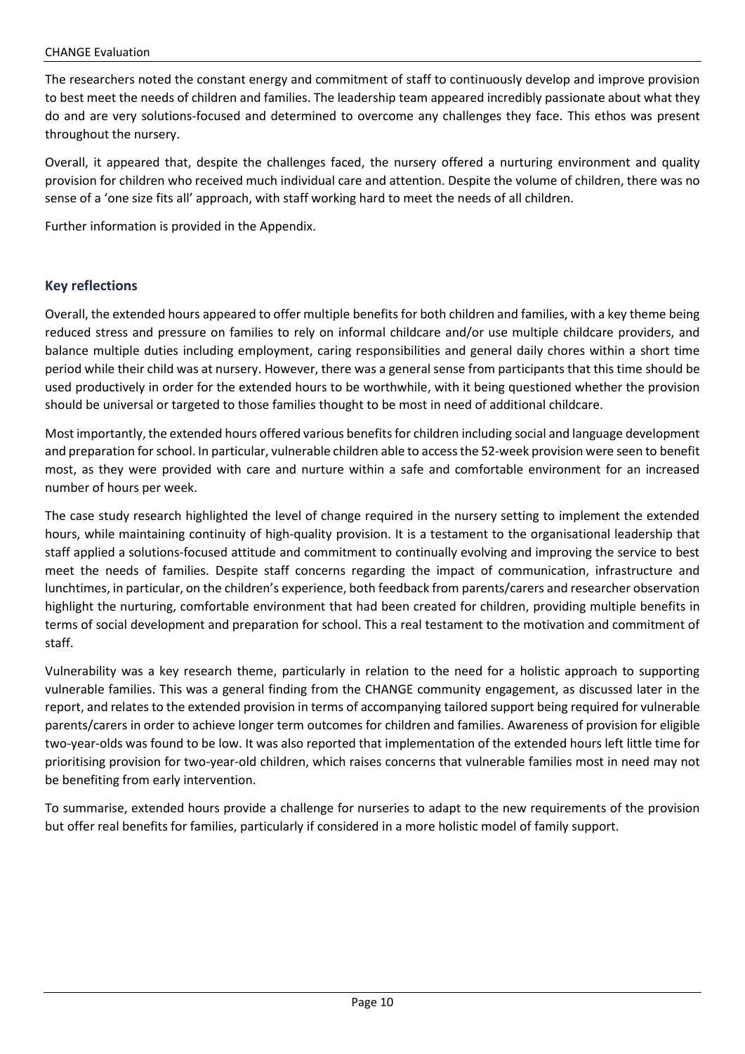The researchers noted the constant energy and commitment of staff to continuously develop and improve provision to best meet the needs of children and families. The leadership team appeared incredibly passionate about what they do and are very solutions-focused and determined to overcome any challenges they face. This ethos was present throughout the nursery.

Overall, it appeared that, despite the challenges faced, the nursery offered a nurturing environment and quality provision for children who received much individual care and attention. Despite the volume of children, there was no sense of a 'one size fits all' approach, with staff working hard to meet the needs of all children.

Further information is provided in the Appendix.

## Key reflections

Overall, the extended hours appeared to offer multiple benefits for both children and families, with a key theme being reduced stress and pressure on families to rely on informal childcare and/or use multiple childcare providers, and balance multiple duties including employment, caring responsibilities and general daily chores within a short time period while their child was at nursery. However, there was a general sense from participants that this time should be used productively in order for the extended hours to be worthwhile, with it being questioned whether the provision should be universal or targeted to those families thought to be most in need of additional childcare.

Most importantly, the extended hours offered various benefits for children including social and language development and preparation for school. In particular, vulnerable children able to access the 52-week provision were seen to benefit most, as they were provided with care and nurture within a safe and comfortable environment for an increased number of hours per week.

The case study research highlighted the level of change required in the nursery setting to implement the extended hours, while maintaining continuity of high-quality provision. It is a testament to the organisational leadership that staff applied a solutions-focused attitude and commitment to continually evolving and improving the service to best meet the needs of families. Despite staff concerns regarding the impact of communication, infrastructure and lunchtimes, in particular, on the children's experience, both feedback from parents/carers and researcher observation highlight the nurturing, comfortable environment that had been created for children, providing multiple benefits in terms of social development and preparation for school. This a real testament to the motivation and commitment of staff.

Vulnerability was a key research theme, particularly in relation to the need for a holistic approach to supporting vulnerable families. This was a general finding from the CHANGE community engagement, as discussed later in the report, and relates to the extended provision in terms of accompanying tailored support being required for vulnerable parents/carers in order to achieve longer term outcomes for children and families. Awareness of provision for eligible two-year-olds was found to be low. It was also reported that implementation of the extended hours left little time for prioritising provision for two-year-old children, which raises concerns that vulnerable families most in need may not be benefiting from early intervention.

To summarise, extended hours provide a challenge for nurseries to adapt to the new requirements of the provision but offer real benefits for families, particularly if considered in a more holistic model of family support.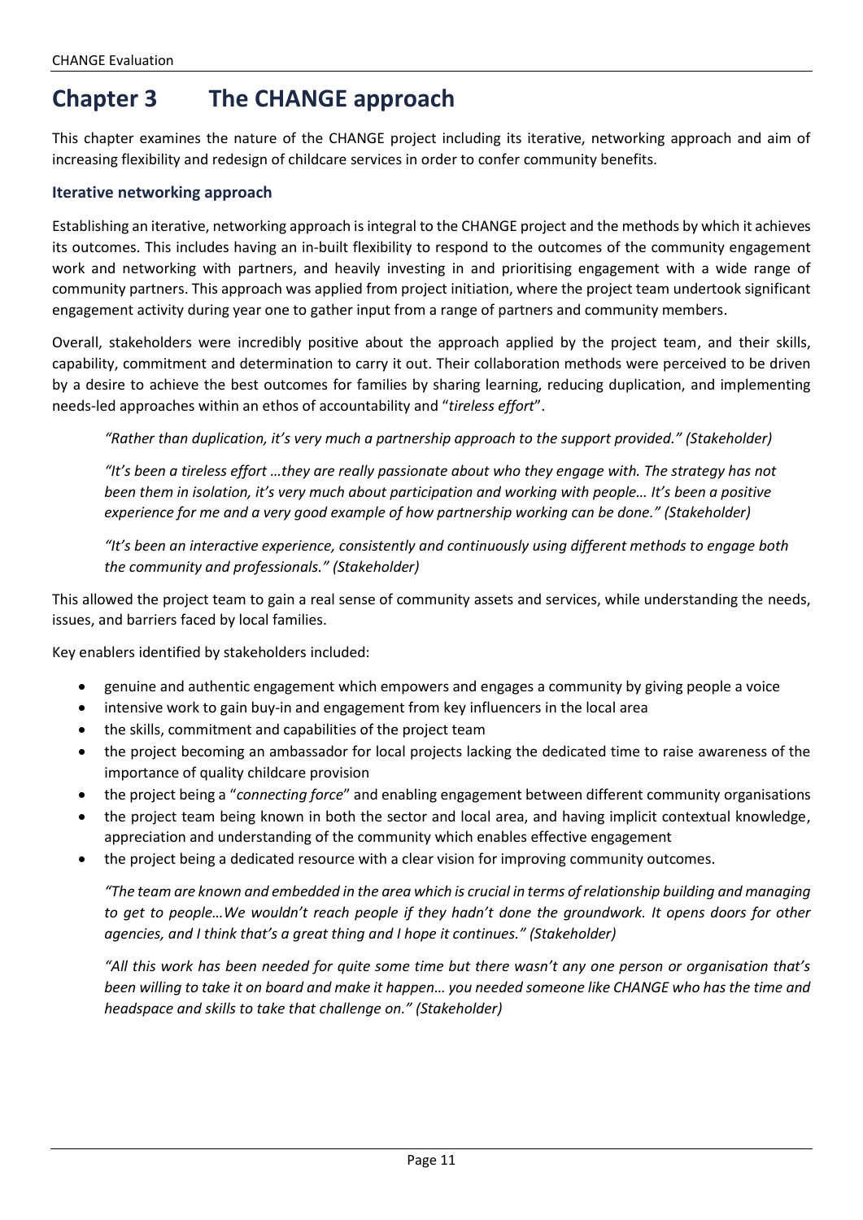# Chapter 3 The CHANGE approach

This chapter examines the nature of the CHANGE project including its iterative, networking approach and aim of increasing flexibility and redesign of childcare services in order to confer community benefits.

### Iterative networking approach

Establishing an iterative, networking approach is integral to the CHANGE project and the methods by which it achieves its outcomes. This includes having an in-built flexibility to respond to the outcomes of the community engagement work and networking with partners, and heavily investing in and prioritising engagement with a wide range of community partners. This approach was applied from project initiation, where the project team undertook significant engagement activity during year one to gather input from a range of partners and community members.

Overall, stakeholders were incredibly positive about the approach applied by the project team, and their skills, capability, commitment and determination to carry it out. Their collaboration methods were perceived to be driven by a desire to achieve the best outcomes for families by sharing learning, reducing duplication, and implementing needs-led approaches within an ethos of accountability and "*tireless effort*".

> *"Rather than duplication, it's very much a partnership approach to the support provided." (Stakeholder)*
>
> *"It's been a tireless effort …they are really passionate about who they engage with. The strategy has not been them in isolation, it's very much about participation and working with people… It's been a positive experience for me and a very good example of how partnership working can be done." (Stakeholder)*
>
> *"It's been an interactive experience, consistently and continuously using different methods to engage both the community and professionals." (Stakeholder)*

This allowed the project team to gain a real sense of community assets and services, while understanding the needs, issues, and barriers faced by local families.

Key enablers identified by stakeholders included:

- genuine and authentic engagement which empowers and engages a community by giving people a voice
- intensive work to gain buy-in and engagement from key influencers in the local area
- the skills, commitment and capabilities of the project team
- the project becoming an ambassador for local projects lacking the dedicated time to raise awareness of the importance of quality childcare provision
- the project being a "*connecting force*" and enabling engagement between different community organisations
- the project team being known in both the sector and local area, and having implicit contextual knowledge, appreciation and understanding of the community which enables effective engagement
- the project being a dedicated resource with a clear vision for improving community outcomes.

> *"The team are known and embedded in the area which is crucial in terms of relationship building and managing to get to people…We wouldn't reach people if they hadn't done the groundwork. It opens doors for other agencies, and I think that's a great thing and I hope it continues." (Stakeholder)*
>
> *"All this work has been needed for quite some time but there wasn't any one person or organisation that's been willing to take it on board and make it happen… you needed someone like CHANGE who has the time and headspace and skills to take that challenge on." (Stakeholder)*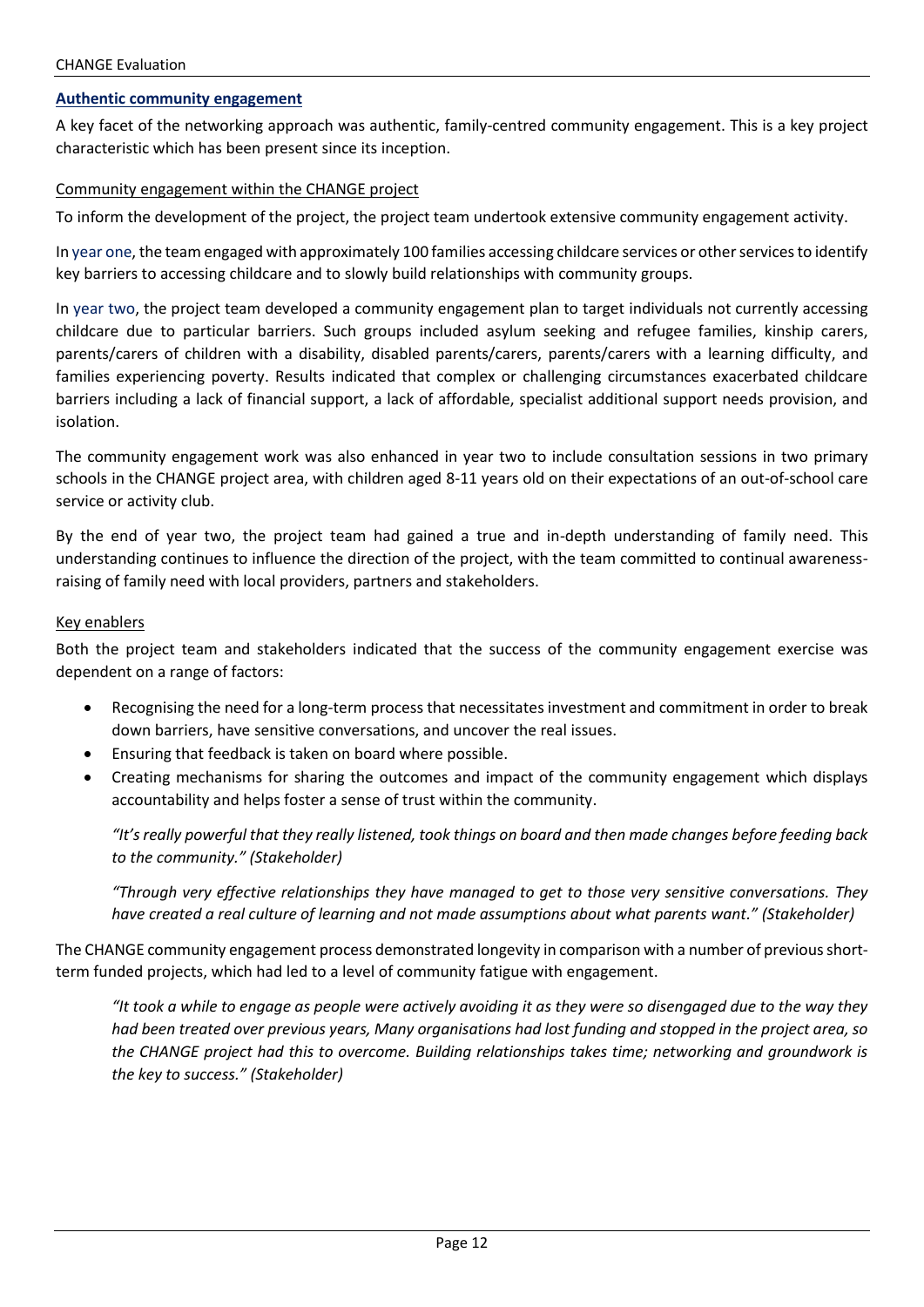## Authentic community engagement

A key facet of the networking approach was authentic, family-centred community engagement. This is a key project characteristic which has been present since its inception.

### Community engagement within the CHANGE project

To inform the development of the project, the project team undertook extensive community engagement activity.

In year one, the team engaged with approximately 100 families accessing childcare services or other services to identify key barriers to accessing childcare and to slowly build relationships with community groups.

In year two, the project team developed a community engagement plan to target individuals not currently accessing childcare due to particular barriers. Such groups included asylum seeking and refugee families, kinship carers, parents/carers of children with a disability, disabled parents/carers, parents/carers with a learning difficulty, and families experiencing poverty. Results indicated that complex or challenging circumstances exacerbated childcare barriers including a lack of financial support, a lack of affordable, specialist additional support needs provision, and isolation.

The community engagement work was also enhanced in year two to include consultation sessions in two primary schools in the CHANGE project area, with children aged 8-11 years old on their expectations of an out-of-school care service or activity club.

By the end of year two, the project team had gained a true and in-depth understanding of family need. This understanding continues to influence the direction of the project, with the team committed to continual awareness-raising of family need with local providers, partners and stakeholders.

### Key enablers

Both the project team and stakeholders indicated that the success of the community engagement exercise was dependent on a range of factors:

- Recognising the need for a long-term process that necessitates investment and commitment in order to break down barriers, have sensitive conversations, and uncover the real issues.
- Ensuring that feedback is taken on board where possible.
- Creating mechanisms for sharing the outcomes and impact of the community engagement which displays accountability and helps foster a sense of trust within the community.

> *"It's really powerful that they really listened, took things on board and then made changes before feeding back to the community." (Stakeholder)*

> *"Through very effective relationships they have managed to get to those very sensitive conversations. They have created a real culture of learning and not made assumptions about what parents want." (Stakeholder)*

The CHANGE community engagement process demonstrated longevity in comparison with a number of previous short-term funded projects, which had led to a level of community fatigue with engagement.

> *"It took a while to engage as people were actively avoiding it as they were so disengaged due to the way they had been treated over previous years, Many organisations had lost funding and stopped in the project area, so the CHANGE project had this to overcome. Building relationships takes time; networking and groundwork is the key to success." (Stakeholder)*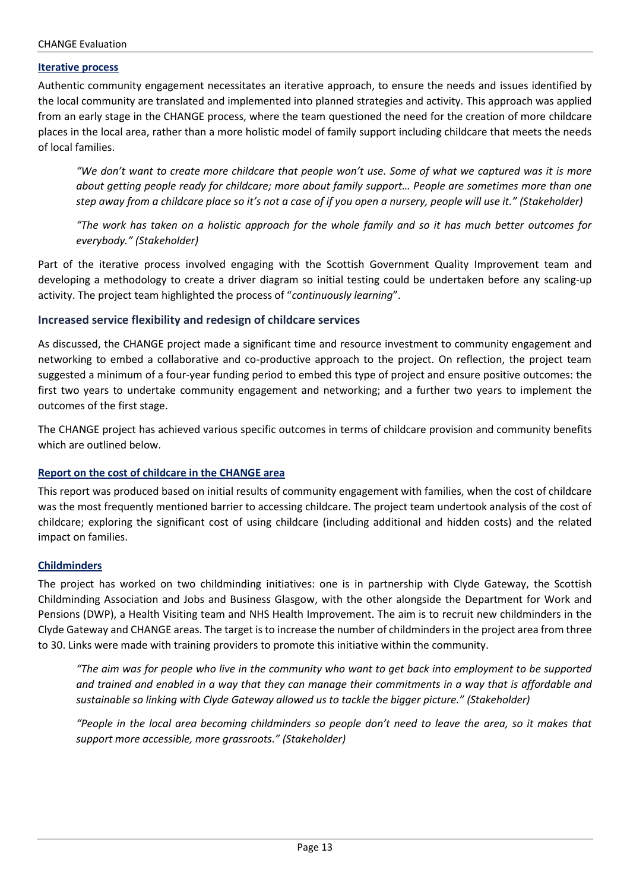#### Iterative process

Authentic community engagement necessitates an iterative approach, to ensure the needs and issues identified by the local community are translated and implemented into planned strategies and activity. This approach was applied from an early stage in the CHANGE process, where the team questioned the need for the creation of more childcare places in the local area, rather than a more holistic model of family support including childcare that meets the needs of local families.

> *"We don't want to create more childcare that people won't use. Some of what we captured was it is more about getting people ready for childcare; more about family support… People are sometimes more than one step away from a childcare place so it's not a case of if you open a nursery, people will use it." (Stakeholder)*

> *"The work has taken on a holistic approach for the whole family and so it has much better outcomes for everybody." (Stakeholder)*

Part of the iterative process involved engaging with the Scottish Government Quality Improvement team and developing a methodology to create a driver diagram so initial testing could be undertaken before any scaling-up activity. The project team highlighted the process of "*continuously learning*".

### Increased service flexibility and redesign of childcare services

As discussed, the CHANGE project made a significant time and resource investment to community engagement and networking to embed a collaborative and co-productive approach to the project. On reflection, the project team suggested a minimum of a four-year funding period to embed this type of project and ensure positive outcomes: the first two years to undertake community engagement and networking; and a further two years to implement the outcomes of the first stage.

The CHANGE project has achieved various specific outcomes in terms of childcare provision and community benefits which are outlined below.

#### Report on the cost of childcare in the CHANGE area

This report was produced based on initial results of community engagement with families, when the cost of childcare was the most frequently mentioned barrier to accessing childcare. The project team undertook analysis of the cost of childcare; exploring the significant cost of using childcare (including additional and hidden costs) and the related impact on families.

#### Childminders

The project has worked on two childminding initiatives: one is in partnership with Clyde Gateway, the Scottish Childminding Association and Jobs and Business Glasgow, with the other alongside the Department for Work and Pensions (DWP), a Health Visiting team and NHS Health Improvement. The aim is to recruit new childminders in the Clyde Gateway and CHANGE areas. The target is to increase the number of childminders in the project area from three to 30. Links were made with training providers to promote this initiative within the community.

> *"The aim was for people who live in the community who want to get back into employment to be supported and trained and enabled in a way that they can manage their commitments in a way that is affordable and sustainable so linking with Clyde Gateway allowed us to tackle the bigger picture." (Stakeholder)*

> *"People in the local area becoming childminders so people don't need to leave the area, so it makes that support more accessible, more grassroots." (Stakeholder)*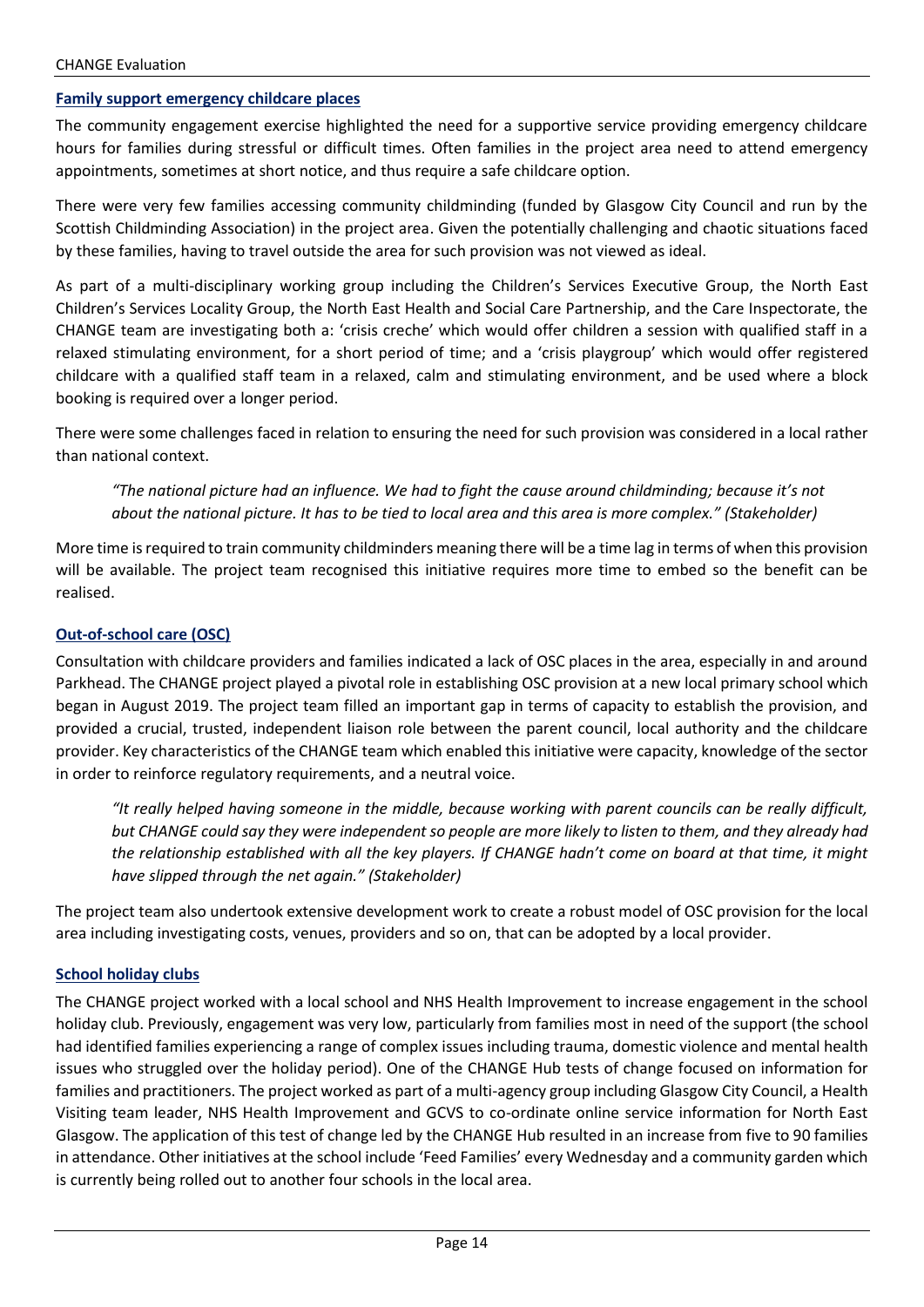### Family support emergency childcare places

The community engagement exercise highlighted the need for a supportive service providing emergency childcare hours for families during stressful or difficult times. Often families in the project area need to attend emergency appointments, sometimes at short notice, and thus require a safe childcare option.

There were very few families accessing community childminding (funded by Glasgow City Council and run by the Scottish Childminding Association) in the project area. Given the potentially challenging and chaotic situations faced by these families, having to travel outside the area for such provision was not viewed as ideal.

As part of a multi-disciplinary working group including the Children's Services Executive Group, the North East Children's Services Locality Group, the North East Health and Social Care Partnership, and the Care Inspectorate, the CHANGE team are investigating both a: 'crisis creche' which would offer children a session with qualified staff in a relaxed stimulating environment, for a short period of time; and a 'crisis playgroup' which would offer registered childcare with a qualified staff team in a relaxed, calm and stimulating environment, and be used where a block booking is required over a longer period.

There were some challenges faced in relation to ensuring the need for such provision was considered in a local rather than national context.

> *"The national picture had an influence. We had to fight the cause around childminding; because it's not about the national picture. It has to be tied to local area and this area is more complex." (Stakeholder)*

More time is required to train community childminders meaning there will be a time lag in terms of when this provision will be available. The project team recognised this initiative requires more time to embed so the benefit can be realised.

### Out-of-school care (OSC)

Consultation with childcare providers and families indicated a lack of OSC places in the area, especially in and around Parkhead. The CHANGE project played a pivotal role in establishing OSC provision at a new local primary school which began in August 2019. The project team filled an important gap in terms of capacity to establish the provision, and provided a crucial, trusted, independent liaison role between the parent council, local authority and the childcare provider. Key characteristics of the CHANGE team which enabled this initiative were capacity, knowledge of the sector in order to reinforce regulatory requirements, and a neutral voice.

> *"It really helped having someone in the middle, because working with parent councils can be really difficult, but CHANGE could say they were independent so people are more likely to listen to them, and they already had the relationship established with all the key players. If CHANGE hadn't come on board at that time, it might have slipped through the net again." (Stakeholder)*

The project team also undertook extensive development work to create a robust model of OSC provision for the local area including investigating costs, venues, providers and so on, that can be adopted by a local provider.

### School holiday clubs

The CHANGE project worked with a local school and NHS Health Improvement to increase engagement in the school holiday club. Previously, engagement was very low, particularly from families most in need of the support (the school had identified families experiencing a range of complex issues including trauma, domestic violence and mental health issues who struggled over the holiday period). One of the CHANGE Hub tests of change focused on information for families and practitioners. The project worked as part of a multi-agency group including Glasgow City Council, a Health Visiting team leader, NHS Health Improvement and GCVS to co-ordinate online service information for North East Glasgow. The application of this test of change led by the CHANGE Hub resulted in an increase from five to 90 families in attendance. Other initiatives at the school include 'Feed Families' every Wednesday and a community garden which is currently being rolled out to another four schools in the local area.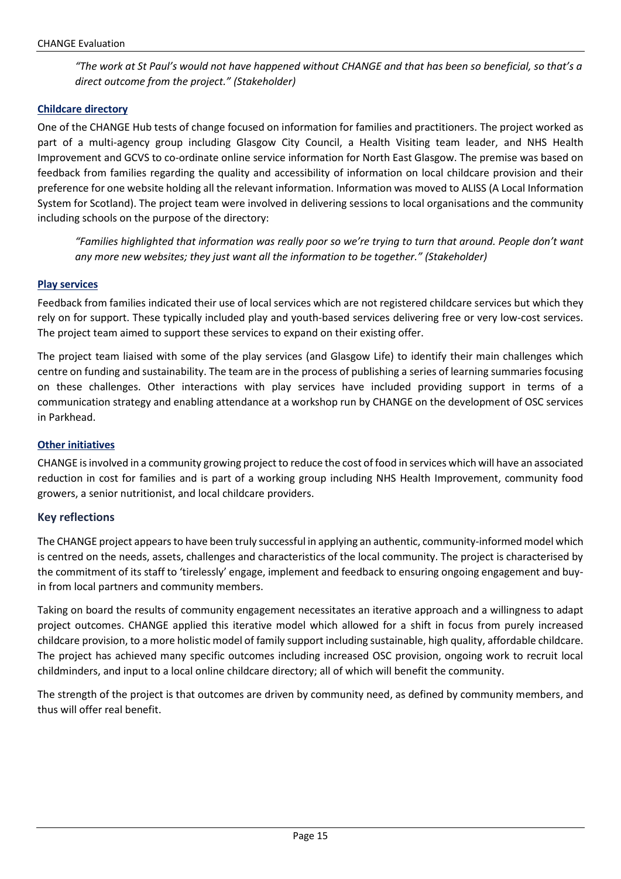*"The work at St Paul's would not have happened without CHANGE and that has been so beneficial, so that's a direct outcome from the project." (Stakeholder)*

#### Childcare directory

One of the CHANGE Hub tests of change focused on information for families and practitioners. The project worked as part of a multi-agency group including Glasgow City Council, a Health Visiting team leader, and NHS Health Improvement and GCVS to co-ordinate online service information for North East Glasgow. The premise was based on feedback from families regarding the quality and accessibility of information on local childcare provision and their preference for one website holding all the relevant information. Information was moved to ALISS (A Local Information System for Scotland). The project team were involved in delivering sessions to local organisations and the community including schools on the purpose of the directory:

*"Families highlighted that information was really poor so we're trying to turn that around. People don't want any more new websites; they just want all the information to be together." (Stakeholder)*

#### Play services

Feedback from families indicated their use of local services which are not registered childcare services but which they rely on for support. These typically included play and youth-based services delivering free or very low-cost services. The project team aimed to support these services to expand on their existing offer.

The project team liaised with some of the play services (and Glasgow Life) to identify their main challenges which centre on funding and sustainability. The team are in the process of publishing a series of learning summaries focusing on these challenges. Other interactions with play services have included providing support in terms of a communication strategy and enabling attendance at a workshop run by CHANGE on the development of OSC services in Parkhead.

#### Other initiatives

CHANGE is involved in a community growing project to reduce the cost of food in services which will have an associated reduction in cost for families and is part of a working group including NHS Health Improvement, community food growers, a senior nutritionist, and local childcare providers.

### Key reflections

The CHANGE project appears to have been truly successful in applying an authentic, community-informed model which is centred on the needs, assets, challenges and characteristics of the local community. The project is characterised by the commitment of its staff to 'tirelessly' engage, implement and feedback to ensuring ongoing engagement and buy-in from local partners and community members.

Taking on board the results of community engagement necessitates an iterative approach and a willingness to adapt project outcomes. CHANGE applied this iterative model which allowed for a shift in focus from purely increased childcare provision, to a more holistic model of family support including sustainable, high quality, affordable childcare. The project has achieved many specific outcomes including increased OSC provision, ongoing work to recruit local childminders, and input to a local online childcare directory; all of which will benefit the community.

The strength of the project is that outcomes are driven by community need, as defined by community members, and thus will offer real benefit.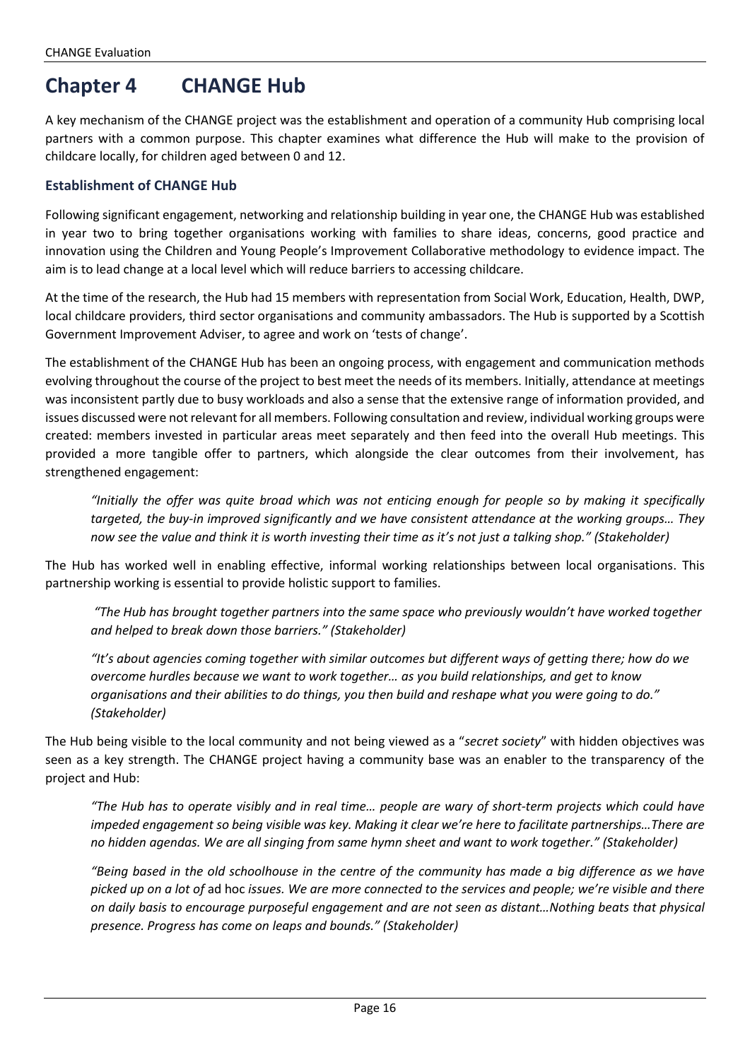# Chapter 4 CHANGE Hub

A key mechanism of the CHANGE project was the establishment and operation of a community Hub comprising local partners with a common purpose. This chapter examines what difference the Hub will make to the provision of childcare locally, for children aged between 0 and 12.

### Establishment of CHANGE Hub

Following significant engagement, networking and relationship building in year one, the CHANGE Hub was established in year two to bring together organisations working with families to share ideas, concerns, good practice and innovation using the Children and Young People's Improvement Collaborative methodology to evidence impact. The aim is to lead change at a local level which will reduce barriers to accessing childcare.

At the time of the research, the Hub had 15 members with representation from Social Work, Education, Health, DWP, local childcare providers, third sector organisations and community ambassadors. The Hub is supported by a Scottish Government Improvement Adviser, to agree and work on 'tests of change'.

The establishment of the CHANGE Hub has been an ongoing process, with engagement and communication methods evolving throughout the course of the project to best meet the needs of its members. Initially, attendance at meetings was inconsistent partly due to busy workloads and also a sense that the extensive range of information provided, and issues discussed were not relevant for all members. Following consultation and review, individual working groups were created: members invested in particular areas meet separately and then feed into the overall Hub meetings. This provided a more tangible offer to partners, which alongside the clear outcomes from their involvement, has strengthened engagement:

> *"Initially the offer was quite broad which was not enticing enough for people so by making it specifically targeted, the buy-in improved significantly and we have consistent attendance at the working groups… They now see the value and think it is worth investing their time as it's not just a talking shop." (Stakeholder)*

The Hub has worked well in enabling effective, informal working relationships between local organisations. This partnership working is essential to provide holistic support to families.

> *"The Hub has brought together partners into the same space who previously wouldn't have worked together and helped to break down those barriers." (Stakeholder)*

> *"It's about agencies coming together with similar outcomes but different ways of getting there; how do we overcome hurdles because we want to work together… as you build relationships, and get to know organisations and their abilities to do things, you then build and reshape what you were going to do." (Stakeholder)*

The Hub being visible to the local community and not being viewed as a "*secret society*" with hidden objectives was seen as a key strength. The CHANGE project having a community base was an enabler to the transparency of the project and Hub:

> *"The Hub has to operate visibly and in real time… people are wary of short-term projects which could have impeded engagement so being visible was key. Making it clear we're here to facilitate partnerships…There are no hidden agendas. We are all singing from same hymn sheet and want to work together." (Stakeholder)*

> *"Being based in the old schoolhouse in the centre of the community has made a big difference as we have picked up on a lot of* ad hoc *issues. We are more connected to the services and people; we're visible and there on daily basis to encourage purposeful engagement and are not seen as distant…Nothing beats that physical presence. Progress has come on leaps and bounds." (Stakeholder)*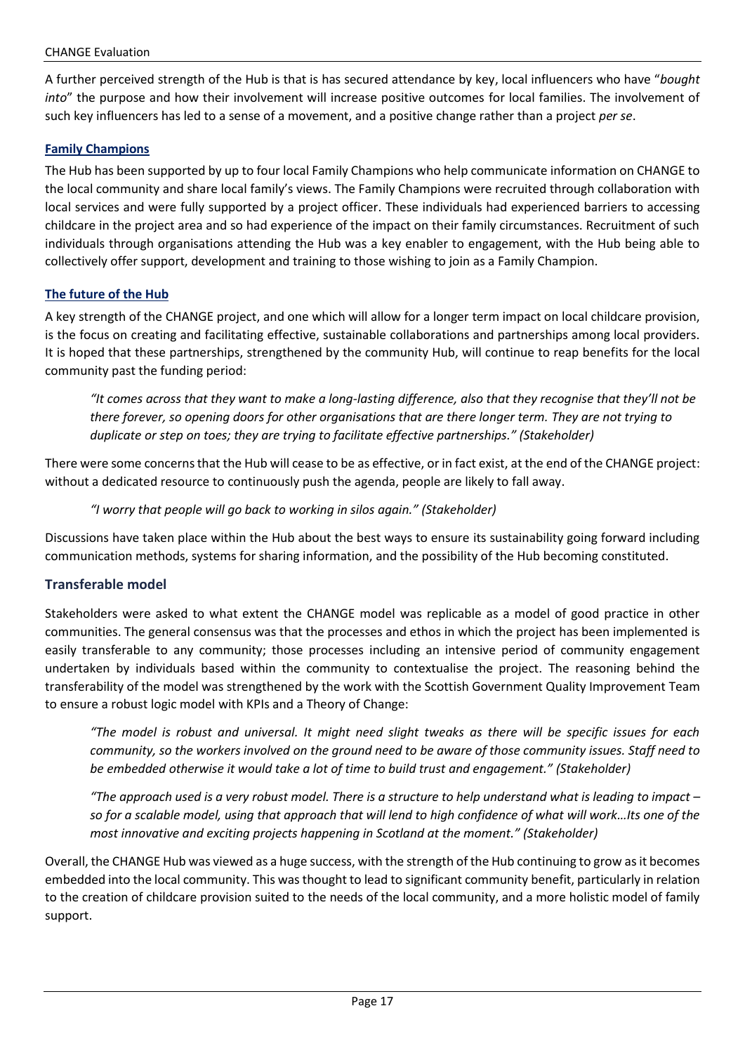A further perceived strength of the Hub is that is has secured attendance by key, local influencers who have "*bought into*" the purpose and how their involvement will increase positive outcomes for local families. The involvement of such key influencers has led to a sense of a movement, and a positive change rather than a project *per se*.

### Family Champions

The Hub has been supported by up to four local Family Champions who help communicate information on CHANGE to the local community and share local family's views. The Family Champions were recruited through collaboration with local services and were fully supported by a project officer. These individuals had experienced barriers to accessing childcare in the project area and so had experience of the impact on their family circumstances. Recruitment of such individuals through organisations attending the Hub was a key enabler to engagement, with the Hub being able to collectively offer support, development and training to those wishing to join as a Family Champion.

### The future of the Hub

A key strength of the CHANGE project, and one which will allow for a longer term impact on local childcare provision, is the focus on creating and facilitating effective, sustainable collaborations and partnerships among local providers. It is hoped that these partnerships, strengthened by the community Hub, will continue to reap benefits for the local community past the funding period:

> *"It comes across that they want to make a long-lasting difference, also that they recognise that they'll not be there forever, so opening doors for other organisations that are there longer term. They are not trying to duplicate or step on toes; they are trying to facilitate effective partnerships." (Stakeholder)*

There were some concerns that the Hub will cease to be as effective, or in fact exist, at the end of the CHANGE project: without a dedicated resource to continuously push the agenda, people are likely to fall away.

> *"I worry that people will go back to working in silos again." (Stakeholder)*

Discussions have taken place within the Hub about the best ways to ensure its sustainability going forward including communication methods, systems for sharing information, and the possibility of the Hub becoming constituted.

## Transferable model

Stakeholders were asked to what extent the CHANGE model was replicable as a model of good practice in other communities. The general consensus was that the processes and ethos in which the project has been implemented is easily transferable to any community; those processes including an intensive period of community engagement undertaken by individuals based within the community to contextualise the project. The reasoning behind the transferability of the model was strengthened by the work with the Scottish Government Quality Improvement Team to ensure a robust logic model with KPIs and a Theory of Change:

> *"The model is robust and universal. It might need slight tweaks as there will be specific issues for each community, so the workers involved on the ground need to be aware of those community issues. Staff need to be embedded otherwise it would take a lot of time to build trust and engagement." (Stakeholder)*

> *"The approach used is a very robust model. There is a structure to help understand what is leading to impact – so for a scalable model, using that approach that will lend to high confidence of what will work…Its one of the most innovative and exciting projects happening in Scotland at the moment." (Stakeholder)*

Overall, the CHANGE Hub was viewed as a huge success, with the strength of the Hub continuing to grow as it becomes embedded into the local community. This was thought to lead to significant community benefit, particularly in relation to the creation of childcare provision suited to the needs of the local community, and a more holistic model of family support.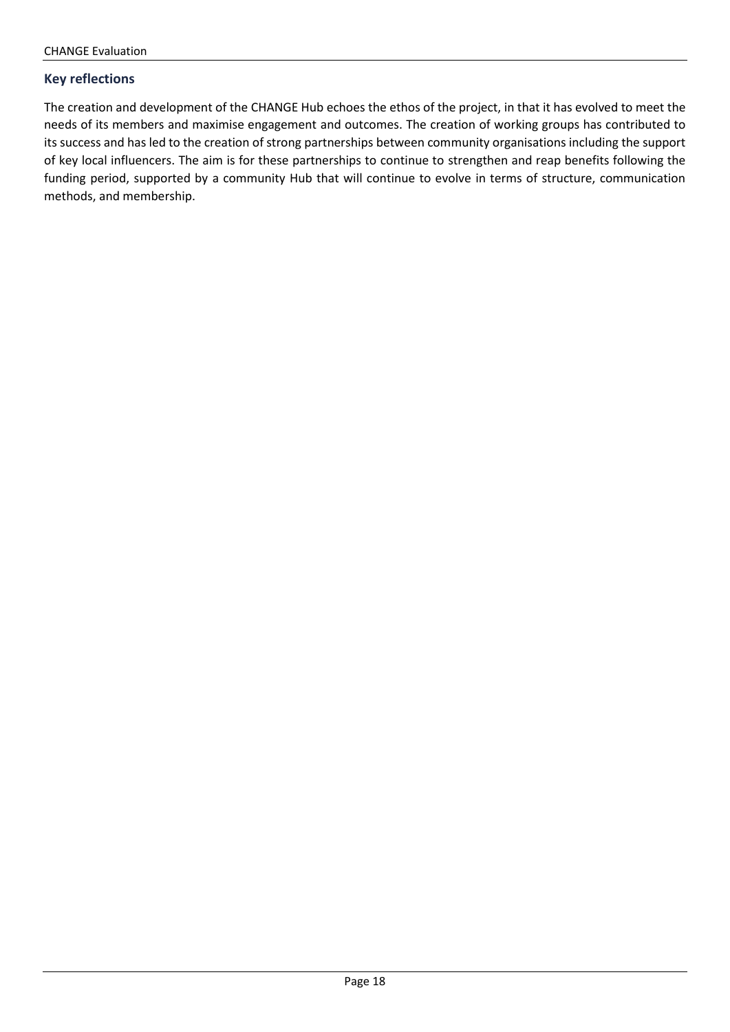## Key reflections

The creation and development of the CHANGE Hub echoes the ethos of the project, in that it has evolved to meet the needs of its members and maximise engagement and outcomes. The creation of working groups has contributed to its success and has led to the creation of strong partnerships between community organisations including the support of key local influencers. The aim is for these partnerships to continue to strengthen and reap benefits following the funding period, supported by a community Hub that will continue to evolve in terms of structure, communication methods, and membership.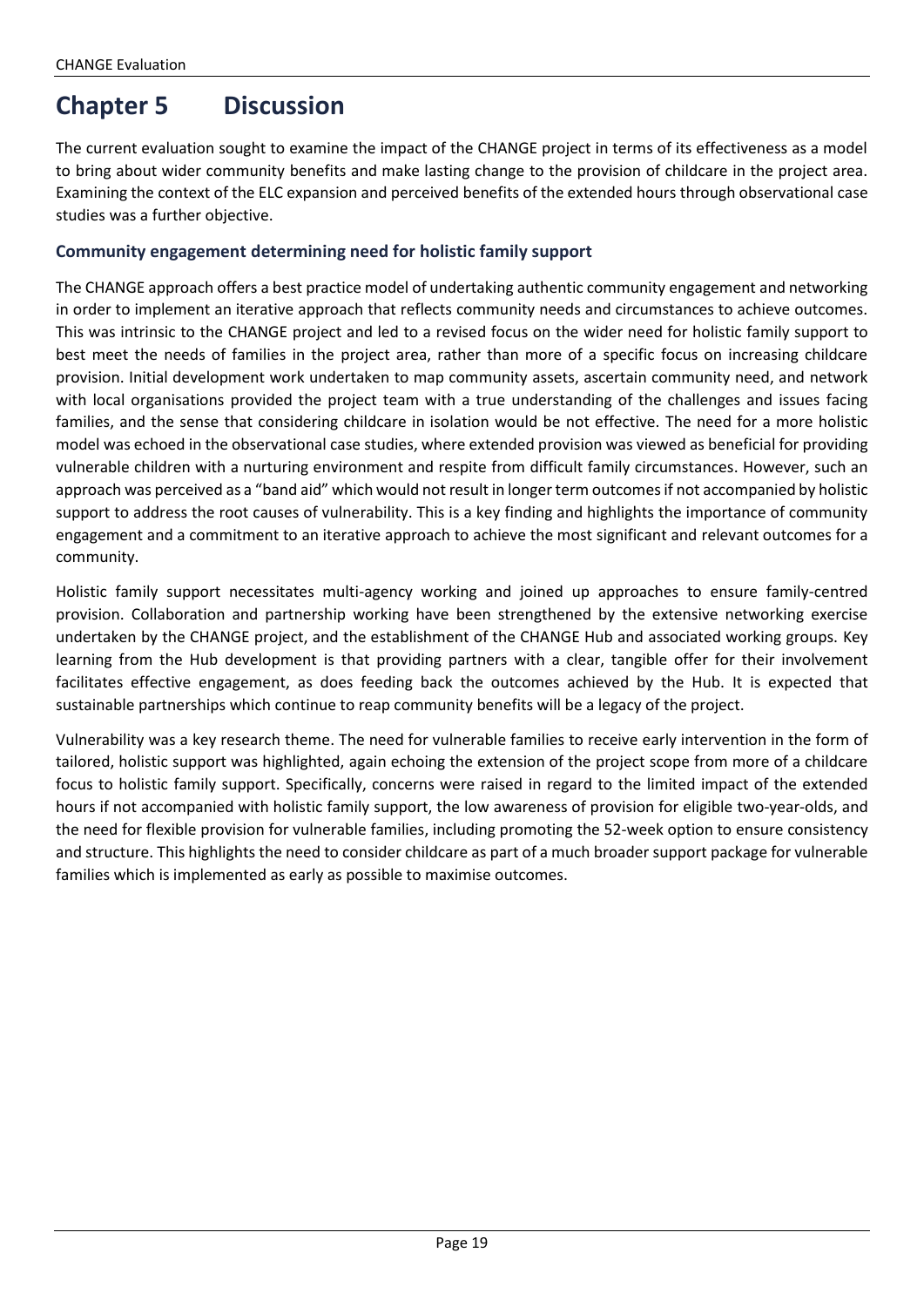# Chapter 5 Discussion

The current evaluation sought to examine the impact of the CHANGE project in terms of its effectiveness as a model to bring about wider community benefits and make lasting change to the provision of childcare in the project area. Examining the context of the ELC expansion and perceived benefits of the extended hours through observational case studies was a further objective.

### Community engagement determining need for holistic family support

The CHANGE approach offers a best practice model of undertaking authentic community engagement and networking in order to implement an iterative approach that reflects community needs and circumstances to achieve outcomes. This was intrinsic to the CHANGE project and led to a revised focus on the wider need for holistic family support to best meet the needs of families in the project area, rather than more of a specific focus on increasing childcare provision. Initial development work undertaken to map community assets, ascertain community need, and network with local organisations provided the project team with a true understanding of the challenges and issues facing families, and the sense that considering childcare in isolation would be not effective. The need for a more holistic model was echoed in the observational case studies, where extended provision was viewed as beneficial for providing vulnerable children with a nurturing environment and respite from difficult family circumstances. However, such an approach was perceived as a "band aid" which would not result in longer term outcomes if not accompanied by holistic support to address the root causes of vulnerability. This is a key finding and highlights the importance of community engagement and a commitment to an iterative approach to achieve the most significant and relevant outcomes for a community.

Holistic family support necessitates multi-agency working and joined up approaches to ensure family-centred provision. Collaboration and partnership working have been strengthened by the extensive networking exercise undertaken by the CHANGE project, and the establishment of the CHANGE Hub and associated working groups. Key learning from the Hub development is that providing partners with a clear, tangible offer for their involvement facilitates effective engagement, as does feeding back the outcomes achieved by the Hub. It is expected that sustainable partnerships which continue to reap community benefits will be a legacy of the project.

Vulnerability was a key research theme. The need for vulnerable families to receive early intervention in the form of tailored, holistic support was highlighted, again echoing the extension of the project scope from more of a childcare focus to holistic family support. Specifically, concerns were raised in regard to the limited impact of the extended hours if not accompanied with holistic family support, the low awareness of provision for eligible two-year-olds, and the need for flexible provision for vulnerable families, including promoting the 52-week option to ensure consistency and structure. This highlights the need to consider childcare as part of a much broader support package for vulnerable families which is implemented as early as possible to maximise outcomes.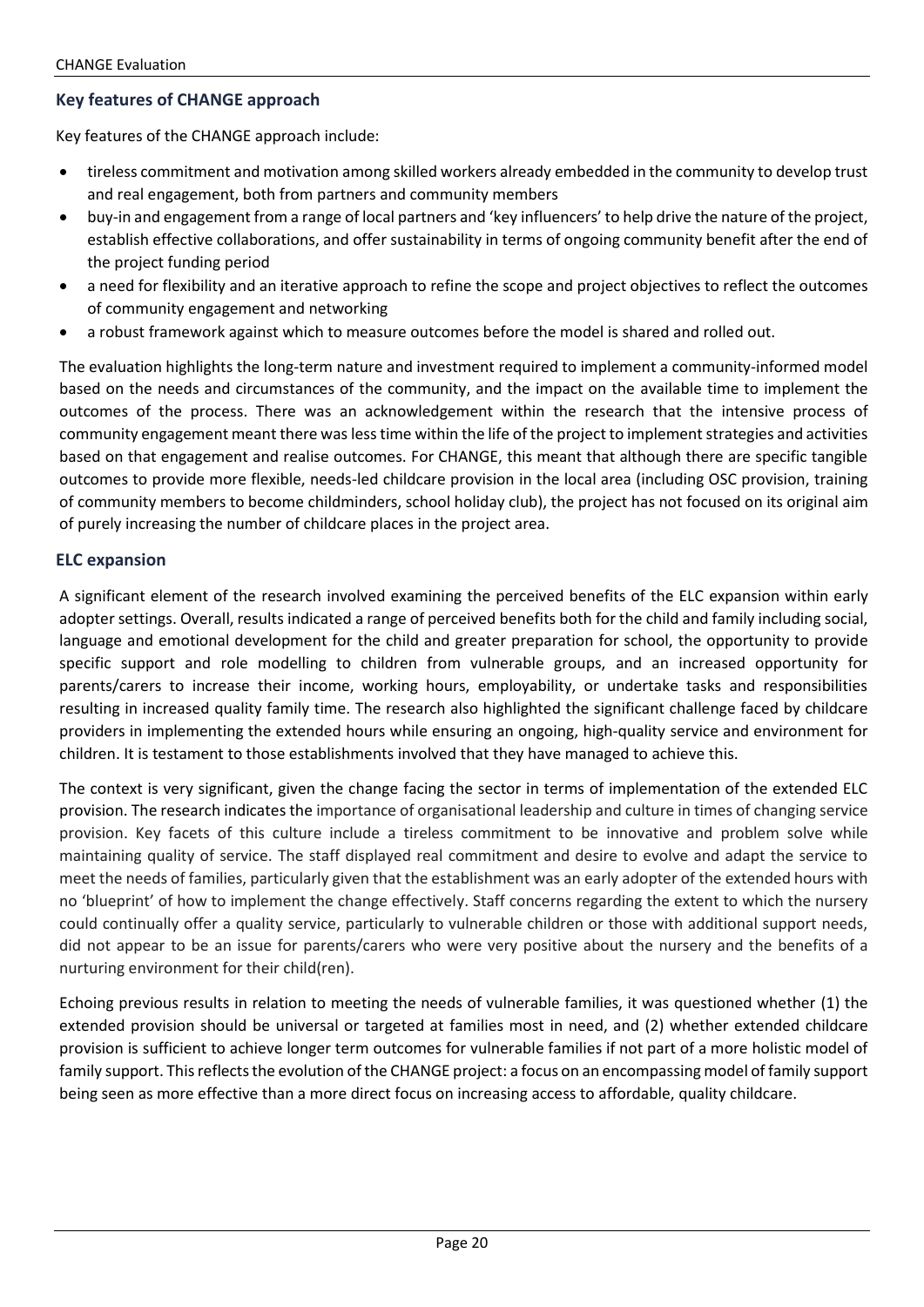### Key features of CHANGE approach

Key features of the CHANGE approach include:

- tireless commitment and motivation among skilled workers already embedded in the community to develop trust and real engagement, both from partners and community members
- buy-in and engagement from a range of local partners and 'key influencers' to help drive the nature of the project, establish effective collaborations, and offer sustainability in terms of ongoing community benefit after the end of the project funding period
- a need for flexibility and an iterative approach to refine the scope and project objectives to reflect the outcomes of community engagement and networking
- a robust framework against which to measure outcomes before the model is shared and rolled out.

The evaluation highlights the long-term nature and investment required to implement a community-informed model based on the needs and circumstances of the community, and the impact on the available time to implement the outcomes of the process. There was an acknowledgement within the research that the intensive process of community engagement meant there was less time within the life of the project to implement strategies and activities based on that engagement and realise outcomes. For CHANGE, this meant that although there are specific tangible outcomes to provide more flexible, needs-led childcare provision in the local area (including OSC provision, training of community members to become childminders, school holiday club), the project has not focused on its original aim of purely increasing the number of childcare places in the project area.

### ELC expansion

A significant element of the research involved examining the perceived benefits of the ELC expansion within early adopter settings. Overall, results indicated a range of perceived benefits both for the child and family including social, language and emotional development for the child and greater preparation for school, the opportunity to provide specific support and role modelling to children from vulnerable groups, and an increased opportunity for parents/carers to increase their income, working hours, employability, or undertake tasks and responsibilities resulting in increased quality family time. The research also highlighted the significant challenge faced by childcare providers in implementing the extended hours while ensuring an ongoing, high-quality service and environment for children. It is testament to those establishments involved that they have managed to achieve this.

The context is very significant, given the change facing the sector in terms of implementation of the extended ELC provision. The research indicates the importance of organisational leadership and culture in times of changing service provision. Key facets of this culture include a tireless commitment to be innovative and problem solve while maintaining quality of service. The staff displayed real commitment and desire to evolve and adapt the service to meet the needs of families, particularly given that the establishment was an early adopter of the extended hours with no 'blueprint' of how to implement the change effectively. Staff concerns regarding the extent to which the nursery could continually offer a quality service, particularly to vulnerable children or those with additional support needs, did not appear to be an issue for parents/carers who were very positive about the nursery and the benefits of a nurturing environment for their child(ren).

Echoing previous results in relation to meeting the needs of vulnerable families, it was questioned whether (1) the extended provision should be universal or targeted at families most in need, and (2) whether extended childcare provision is sufficient to achieve longer term outcomes for vulnerable families if not part of a more holistic model of family support. This reflects the evolution of the CHANGE project: a focus on an encompassing model of family support being seen as more effective than a more direct focus on increasing access to affordable, quality childcare.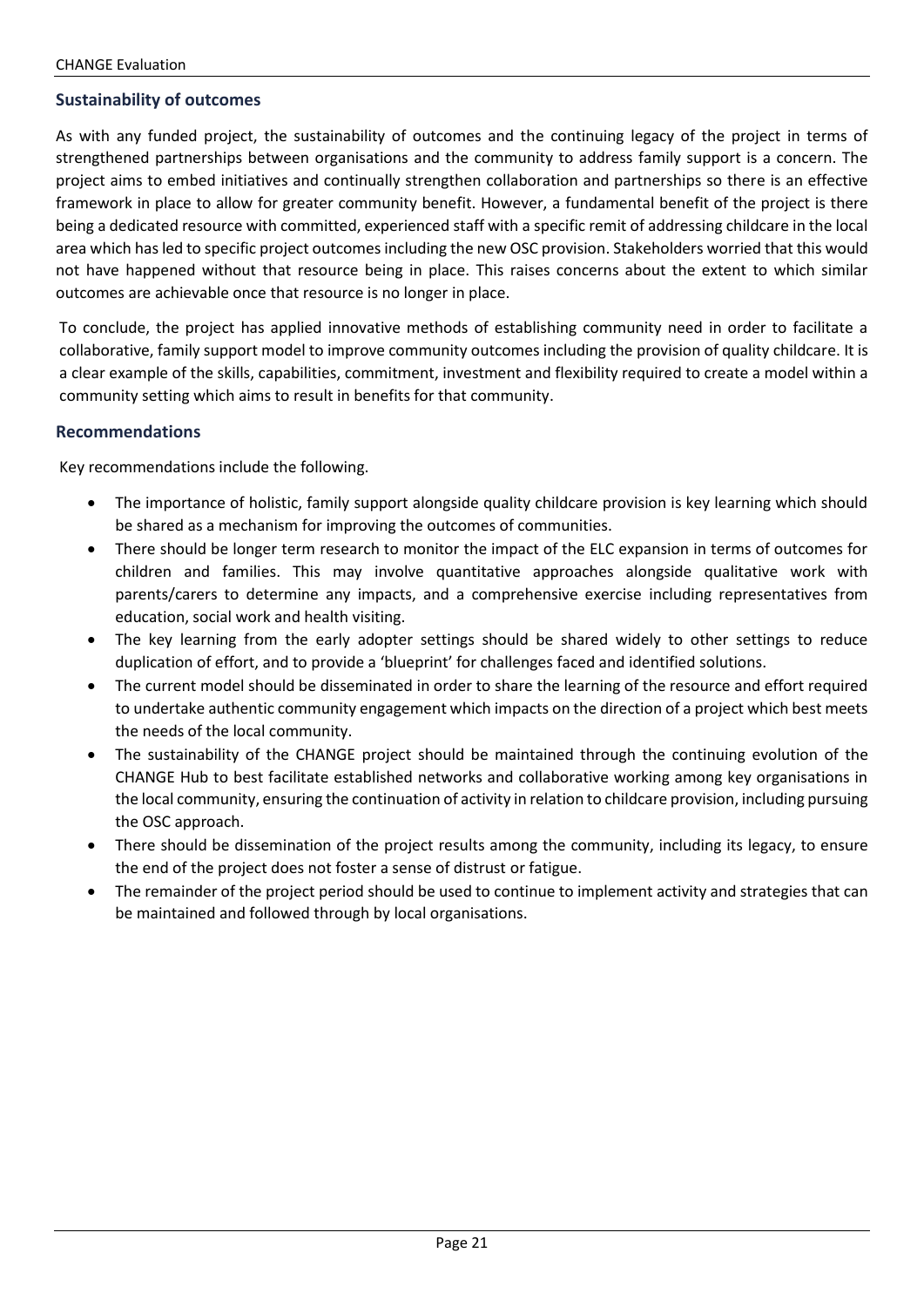## Sustainability of outcomes

As with any funded project, the sustainability of outcomes and the continuing legacy of the project in terms of strengthened partnerships between organisations and the community to address family support is a concern. The project aims to embed initiatives and continually strengthen collaboration and partnerships so there is an effective framework in place to allow for greater community benefit. However, a fundamental benefit of the project is there being a dedicated resource with committed, experienced staff with a specific remit of addressing childcare in the local area which has led to specific project outcomes including the new OSC provision. Stakeholders worried that this would not have happened without that resource being in place. This raises concerns about the extent to which similar outcomes are achievable once that resource is no longer in place.

To conclude, the project has applied innovative methods of establishing community need in order to facilitate a collaborative, family support model to improve community outcomes including the provision of quality childcare. It is a clear example of the skills, capabilities, commitment, investment and flexibility required to create a model within a community setting which aims to result in benefits for that community.

## Recommendations

Key recommendations include the following.

- The importance of holistic, family support alongside quality childcare provision is key learning which should be shared as a mechanism for improving the outcomes of communities.
- There should be longer term research to monitor the impact of the ELC expansion in terms of outcomes for children and families. This may involve quantitative approaches alongside qualitative work with parents/carers to determine any impacts, and a comprehensive exercise including representatives from education, social work and health visiting.
- The key learning from the early adopter settings should be shared widely to other settings to reduce duplication of effort, and to provide a 'blueprint' for challenges faced and identified solutions.
- The current model should be disseminated in order to share the learning of the resource and effort required to undertake authentic community engagement which impacts on the direction of a project which best meets the needs of the local community.
- The sustainability of the CHANGE project should be maintained through the continuing evolution of the CHANGE Hub to best facilitate established networks and collaborative working among key organisations in the local community, ensuring the continuation of activity in relation to childcare provision, including pursuing the OSC approach.
- There should be dissemination of the project results among the community, including its legacy, to ensure the end of the project does not foster a sense of distrust or fatigue.
- The remainder of the project period should be used to continue to implement activity and strategies that can be maintained and followed through by local organisations.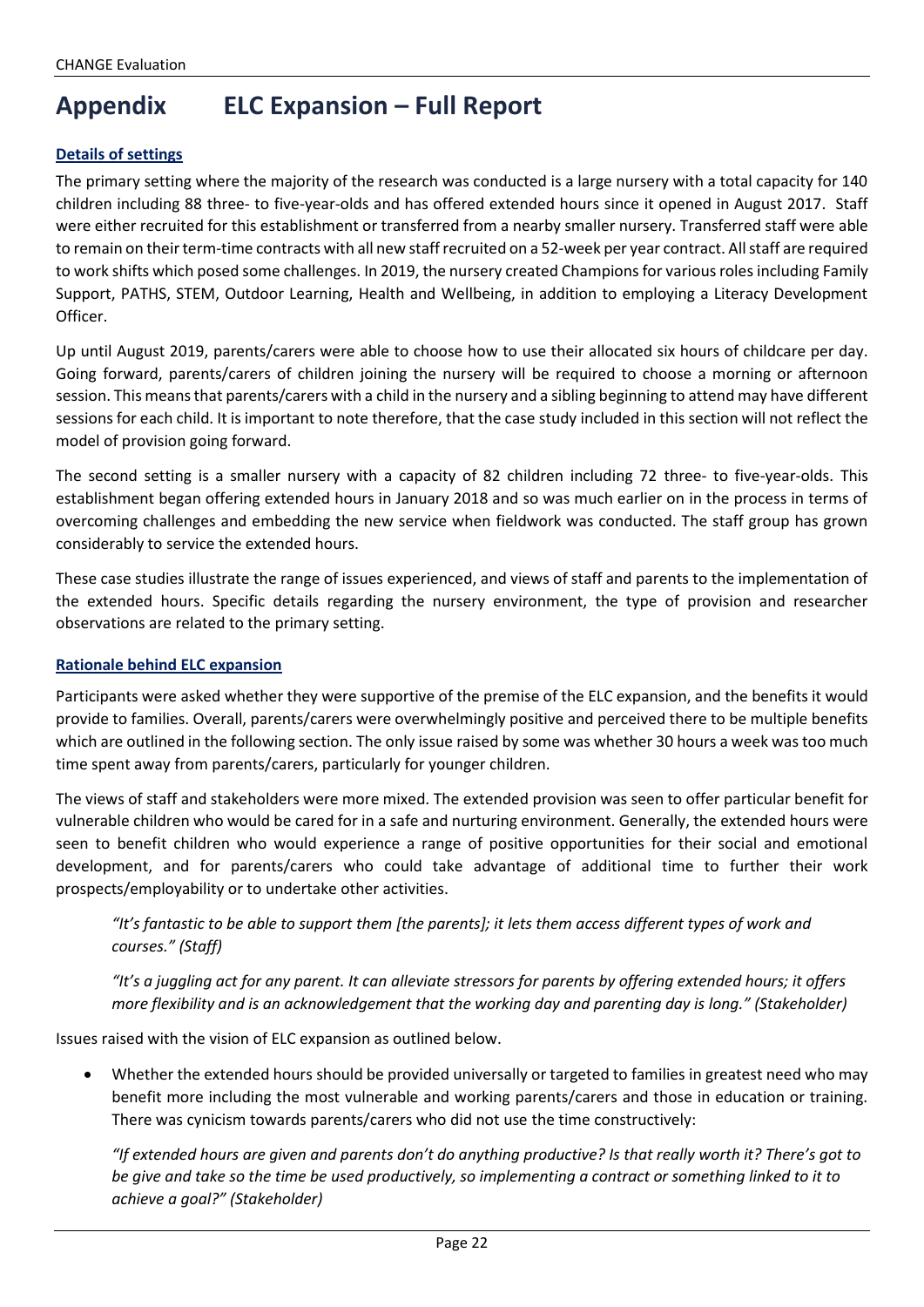# Appendix ELC Expansion – Full Report

**Details of settings**

The primary setting where the majority of the research was conducted is a large nursery with a total capacity for 140 children including 88 three- to five-year-olds and has offered extended hours since it opened in August 2017. Staff were either recruited for this establishment or transferred from a nearby smaller nursery. Transferred staff were able to remain on their term-time contracts with all new staff recruited on a 52-week per year contract. All staff are required to work shifts which posed some challenges. In 2019, the nursery created Champions for various roles including Family Support, PATHS, STEM, Outdoor Learning, Health and Wellbeing, in addition to employing a Literacy Development Officer.

Up until August 2019, parents/carers were able to choose how to use their allocated six hours of childcare per day. Going forward, parents/carers of children joining the nursery will be required to choose a morning or afternoon session. This means that parents/carers with a child in the nursery and a sibling beginning to attend may have different sessions for each child. It is important to note therefore, that the case study included in this section will not reflect the model of provision going forward.

The second setting is a smaller nursery with a capacity of 82 children including 72 three- to five-year-olds. This establishment began offering extended hours in January 2018 and so was much earlier on in the process in terms of overcoming challenges and embedding the new service when fieldwork was conducted. The staff group has grown considerably to service the extended hours.

These case studies illustrate the range of issues experienced, and views of staff and parents to the implementation of the extended hours. Specific details regarding the nursery environment, the type of provision and researcher observations are related to the primary setting.

**Rationale behind ELC expansion**

Participants were asked whether they were supportive of the premise of the ELC expansion, and the benefits it would provide to families. Overall, parents/carers were overwhelmingly positive and perceived there to be multiple benefits which are outlined in the following section. The only issue raised by some was whether 30 hours a week was too much time spent away from parents/carers, particularly for younger children.

The views of staff and stakeholders were more mixed. The extended provision was seen to offer particular benefit for vulnerable children who would be cared for in a safe and nurturing environment. Generally, the extended hours were seen to benefit children who would experience a range of positive opportunities for their social and emotional development, and for parents/carers who could take advantage of additional time to further their work prospects/employability or to undertake other activities.

> *"It's fantastic to be able to support them [the parents]; it lets them access different types of work and courses." (Staff)*

> *"It's a juggling act for any parent. It can alleviate stressors for parents by offering extended hours; it offers more flexibility and is an acknowledgement that the working day and parenting day is long." (Stakeholder)*

Issues raised with the vision of ELC expansion as outlined below.

- Whether the extended hours should be provided universally or targeted to families in greatest need who may benefit more including the most vulnerable and working parents/carers and those in education or training. There was cynicism towards parents/carers who did not use the time constructively:

  > *"If extended hours are given and parents don't do anything productive? Is that really worth it? There's got to be give and take so the time be used productively, so implementing a contract or something linked to it to achieve a goal?" (Stakeholder)*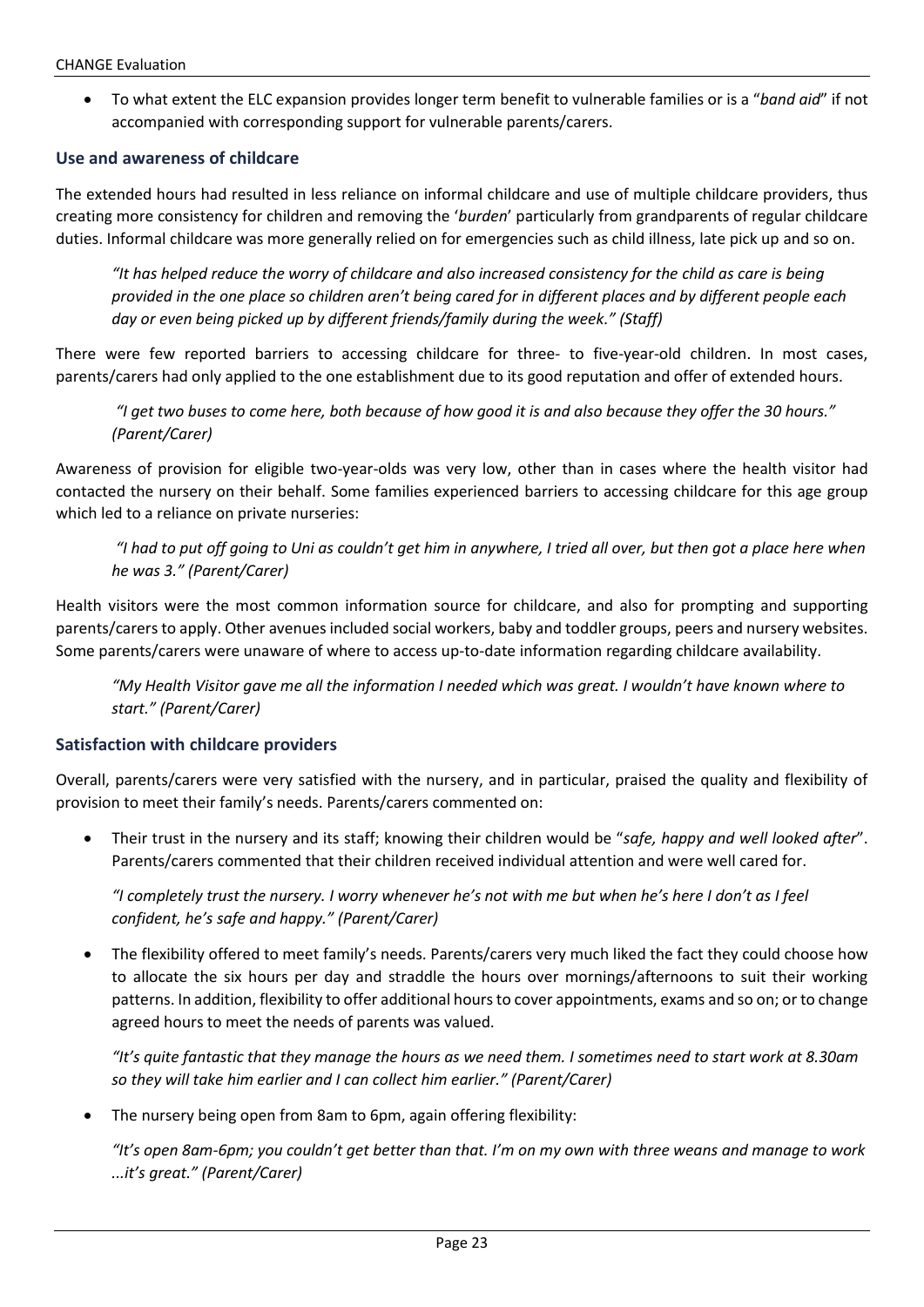- To what extent the ELC expansion provides longer term benefit to vulnerable families or is a "*band aid*" if not accompanied with corresponding support for vulnerable parents/carers.

### Use and awareness of childcare

The extended hours had resulted in less reliance on informal childcare and use of multiple childcare providers, thus creating more consistency for children and removing the '*burden*' particularly from grandparents of regular childcare duties. Informal childcare was more generally relied on for emergencies such as child illness, late pick up and so on.

> *"It has helped reduce the worry of childcare and also increased consistency for the child as care is being provided in the one place so children aren't being cared for in different places and by different people each day or even being picked up by different friends/family during the week." (Staff)*

There were few reported barriers to accessing childcare for three- to five-year-old children. In most cases, parents/carers had only applied to the one establishment due to its good reputation and offer of extended hours.

> *"I get two buses to come here, both because of how good it is and also because they offer the 30 hours." (Parent/Carer)*

Awareness of provision for eligible two-year-olds was very low, other than in cases where the health visitor had contacted the nursery on their behalf. Some families experienced barriers to accessing childcare for this age group which led to a reliance on private nurseries:

> *"I had to put off going to Uni as couldn't get him in anywhere, I tried all over, but then got a place here when he was 3." (Parent/Carer)*

Health visitors were the most common information source for childcare, and also for prompting and supporting parents/carers to apply. Other avenues included social workers, baby and toddler groups, peers and nursery websites. Some parents/carers were unaware of where to access up-to-date information regarding childcare availability.

> *"My Health Visitor gave me all the information I needed which was great. I wouldn't have known where to start." (Parent/Carer)*

### Satisfaction with childcare providers

Overall, parents/carers were very satisfied with the nursery, and in particular, praised the quality and flexibility of provision to meet their family's needs. Parents/carers commented on:

- Their trust in the nursery and its staff; knowing their children would be "*safe, happy and well looked after*". Parents/carers commented that their children received individual attention and were well cared for.

  *"I completely trust the nursery. I worry whenever he's not with me but when he's here I don't as I feel confident, he's safe and happy." (Parent/Carer)*

- The flexibility offered to meet family's needs. Parents/carers very much liked the fact they could choose how to allocate the six hours per day and straddle the hours over mornings/afternoons to suit their working patterns. In addition, flexibility to offer additional hours to cover appointments, exams and so on; or to change agreed hours to meet the needs of parents was valued.

  *"It's quite fantastic that they manage the hours as we need them. I sometimes need to start work at 8.30am so they will take him earlier and I can collect him earlier." (Parent/Carer)*

- The nursery being open from 8am to 6pm, again offering flexibility:

  *"It's open 8am-6pm; you couldn't get better than that. I'm on my own with three weans and manage to work ...it's great." (Parent/Carer)*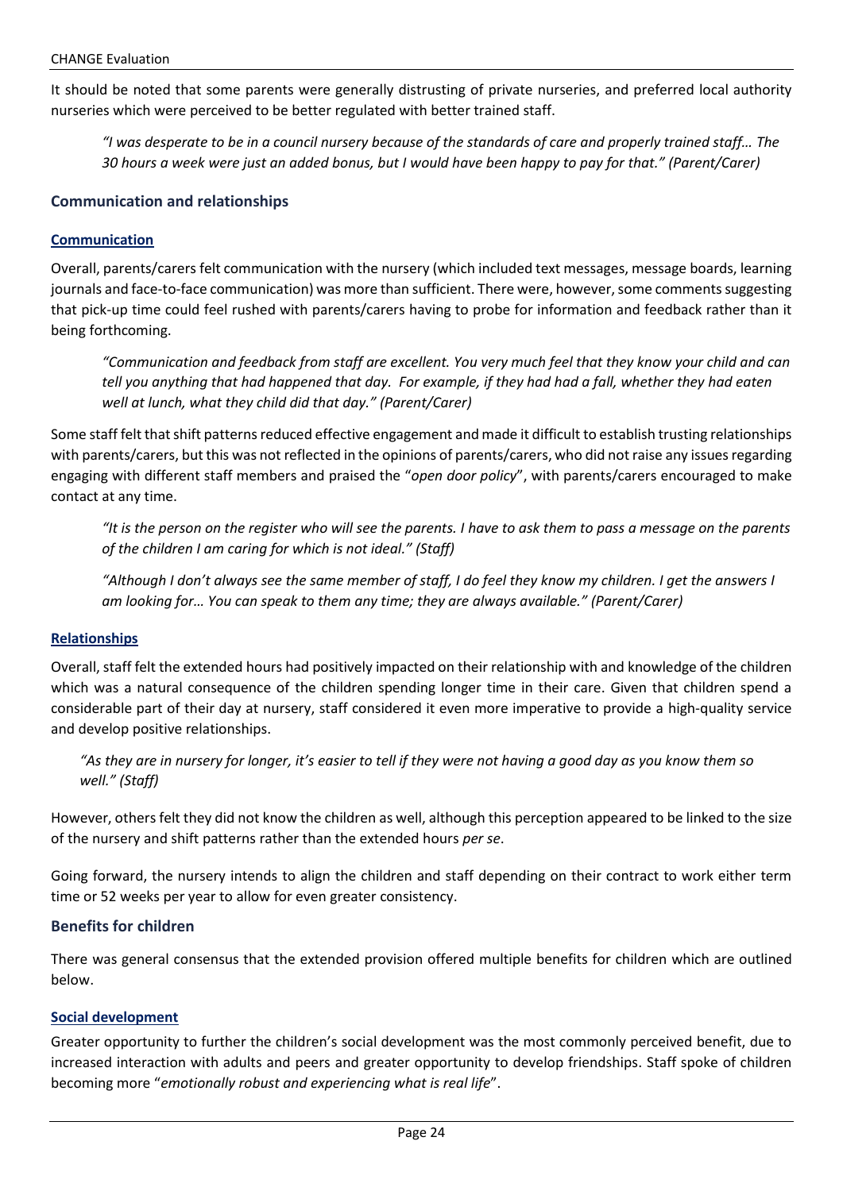It should be noted that some parents were generally distrusting of private nurseries, and preferred local authority nurseries which were perceived to be better regulated with better trained staff.

> *"I was desperate to be in a council nursery because of the standards of care and properly trained staff… The 30 hours a week were just an added bonus, but I would have been happy to pay for that." (Parent/Carer)*

### Communication and relationships

#### Communication

Overall, parents/carers felt communication with the nursery (which included text messages, message boards, learning journals and face-to-face communication) was more than sufficient. There were, however, some comments suggesting that pick-up time could feel rushed with parents/carers having to probe for information and feedback rather than it being forthcoming.

> *"Communication and feedback from staff are excellent. You very much feel that they know your child and can tell you anything that had happened that day. For example, if they had had a fall, whether they had eaten well at lunch, what they child did that day." (Parent/Carer)*

Some staff felt that shift patterns reduced effective engagement and made it difficult to establish trusting relationships with parents/carers, but this was not reflected in the opinions of parents/carers, who did not raise any issues regarding engaging with different staff members and praised the "*open door policy*", with parents/carers encouraged to make contact at any time.

> *"It is the person on the register who will see the parents. I have to ask them to pass a message on the parents of the children I am caring for which is not ideal." (Staff)*

> *"Although I don't always see the same member of staff, I do feel they know my children. I get the answers I am looking for… You can speak to them any time; they are always available." (Parent/Carer)*

#### Relationships

Overall, staff felt the extended hours had positively impacted on their relationship with and knowledge of the children which was a natural consequence of the children spending longer time in their care. Given that children spend a considerable part of their day at nursery, staff considered it even more imperative to provide a high-quality service and develop positive relationships.

> *"As they are in nursery for longer, it's easier to tell if they were not having a good day as you know them so well." (Staff)*

However, others felt they did not know the children as well, although this perception appeared to be linked to the size of the nursery and shift patterns rather than the extended hours *per se*.

Going forward, the nursery intends to align the children and staff depending on their contract to work either term time or 52 weeks per year to allow for even greater consistency.

### Benefits for children

There was general consensus that the extended provision offered multiple benefits for children which are outlined below.

#### Social development

Greater opportunity to further the children's social development was the most commonly perceived benefit, due to increased interaction with adults and peers and greater opportunity to develop friendships. Staff spoke of children becoming more "*emotionally robust and experiencing what is real life*".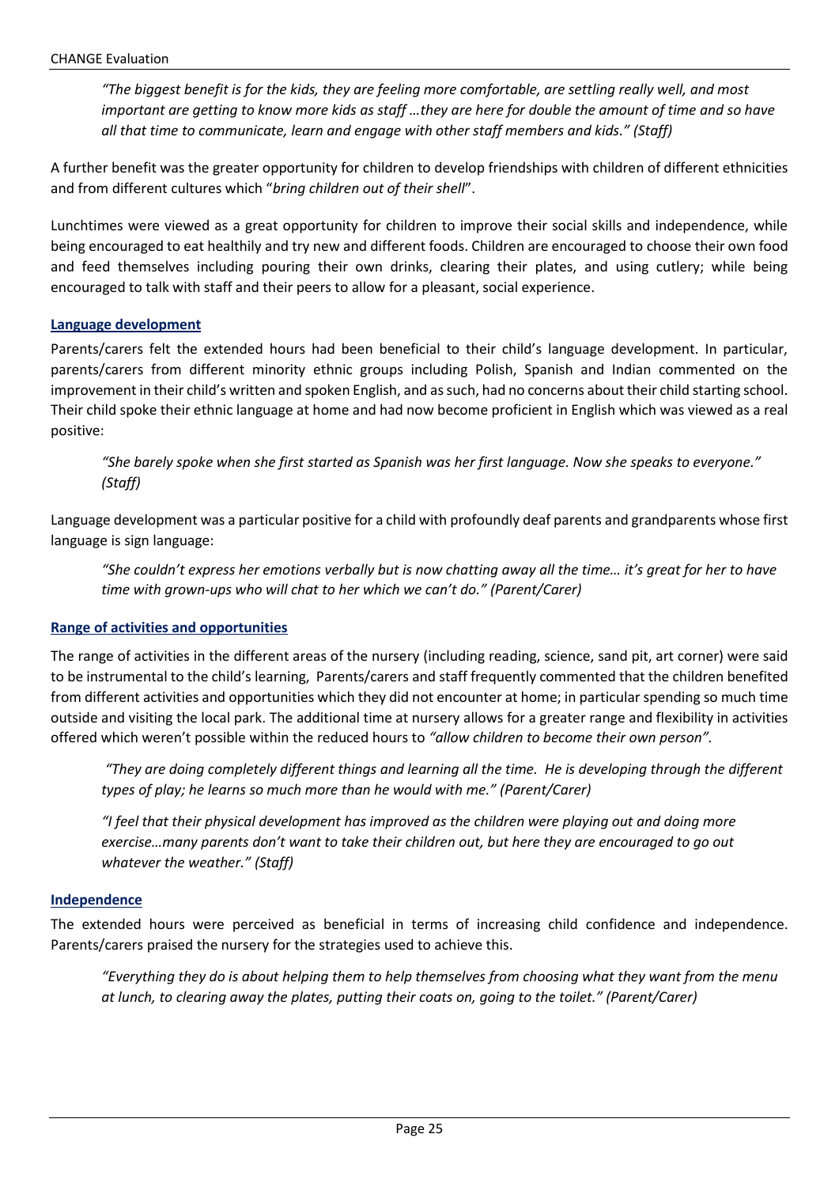> *"The biggest benefit is for the kids, they are feeling more comfortable, are settling really well, and most important are getting to know more kids as staff …they are here for double the amount of time and so have all that time to communicate, learn and engage with other staff members and kids." (Staff)*

A further benefit was the greater opportunity for children to develop friendships with children of different ethnicities and from different cultures which "*bring children out of their shell*".

Lunchtimes were viewed as a great opportunity for children to improve their social skills and independence, while being encouraged to eat healthily and try new and different foods. Children are encouraged to choose their own food and feed themselves including pouring their own drinks, clearing their plates, and using cutlery; while being encouraged to talk with staff and their peers to allow for a pleasant, social experience.

### Language development

Parents/carers felt the extended hours had been beneficial to their child's language development. In particular, parents/carers from different minority ethnic groups including Polish, Spanish and Indian commented on the improvement in their child's written and spoken English, and as such, had no concerns about their child starting school. Their child spoke their ethnic language at home and had now become proficient in English which was viewed as a real positive:

> *"She barely spoke when she first started as Spanish was her first language. Now she speaks to everyone." (Staff)*

Language development was a particular positive for a child with profoundly deaf parents and grandparents whose first language is sign language:

> *"She couldn't express her emotions verbally but is now chatting away all the time… it's great for her to have time with grown-ups who will chat to her which we can't do." (Parent/Carer)*

### Range of activities and opportunities

The range of activities in the different areas of the nursery (including reading, science, sand pit, art corner) were said to be instrumental to the child's learning, Parents/carers and staff frequently commented that the children benefited from different activities and opportunities which they did not encounter at home; in particular spending so much time outside and visiting the local park. The additional time at nursery allows for a greater range and flexibility in activities offered which weren't possible within the reduced hours to *"allow children to become their own person".*

> *"They are doing completely different things and learning all the time. He is developing through the different types of play; he learns so much more than he would with me." (Parent/Carer)*

> *"I feel that their physical development has improved as the children were playing out and doing more exercise…many parents don't want to take their children out, but here they are encouraged to go out whatever the weather." (Staff)*

### Independence

The extended hours were perceived as beneficial in terms of increasing child confidence and independence. Parents/carers praised the nursery for the strategies used to achieve this.

> *"Everything they do is about helping them to help themselves from choosing what they want from the menu at lunch, to clearing away the plates, putting their coats on, going to the toilet." (Parent/Carer)*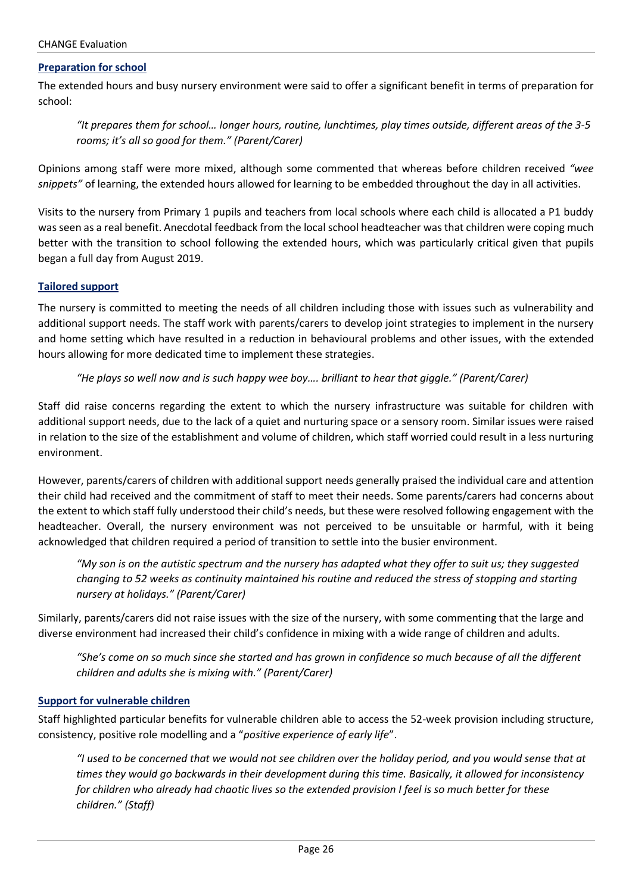### Preparation for school

The extended hours and busy nursery environment were said to offer a significant benefit in terms of preparation for school:

> *"It prepares them for school… longer hours, routine, lunchtimes, play times outside, different areas of the 3-5 rooms; it's all so good for them." (Parent/Carer)*

Opinions among staff were more mixed, although some commented that whereas before children received *"wee snippets"* of learning, the extended hours allowed for learning to be embedded throughout the day in all activities.

Visits to the nursery from Primary 1 pupils and teachers from local schools where each child is allocated a P1 buddy was seen as a real benefit. Anecdotal feedback from the local school headteacher was that children were coping much better with the transition to school following the extended hours, which was particularly critical given that pupils began a full day from August 2019.

### Tailored support

The nursery is committed to meeting the needs of all children including those with issues such as vulnerability and additional support needs. The staff work with parents/carers to develop joint strategies to implement in the nursery and home setting which have resulted in a reduction in behavioural problems and other issues, with the extended hours allowing for more dedicated time to implement these strategies.

> *"He plays so well now and is such happy wee boy…. brilliant to hear that giggle." (Parent/Carer)*

Staff did raise concerns regarding the extent to which the nursery infrastructure was suitable for children with additional support needs, due to the lack of a quiet and nurturing space or a sensory room. Similar issues were raised in relation to the size of the establishment and volume of children, which staff worried could result in a less nurturing environment.

However, parents/carers of children with additional support needs generally praised the individual care and attention their child had received and the commitment of staff to meet their needs. Some parents/carers had concerns about the extent to which staff fully understood their child's needs, but these were resolved following engagement with the headteacher. Overall, the nursery environment was not perceived to be unsuitable or harmful, with it being acknowledged that children required a period of transition to settle into the busier environment.

> *"My son is on the autistic spectrum and the nursery has adapted what they offer to suit us; they suggested changing to 52 weeks as continuity maintained his routine and reduced the stress of stopping and starting nursery at holidays." (Parent/Carer)*

Similarly, parents/carers did not raise issues with the size of the nursery, with some commenting that the large and diverse environment had increased their child's confidence in mixing with a wide range of children and adults.

> *"She's come on so much since she started and has grown in confidence so much because of all the different children and adults she is mixing with." (Parent/Carer)*

### Support for vulnerable children

Staff highlighted particular benefits for vulnerable children able to access the 52-week provision including structure, consistency, positive role modelling and a "*positive experience of early life*".

> *"I used to be concerned that we would not see children over the holiday period, and you would sense that at times they would go backwards in their development during this time. Basically, it allowed for inconsistency for children who already had chaotic lives so the extended provision I feel is so much better for these children." (Staff)*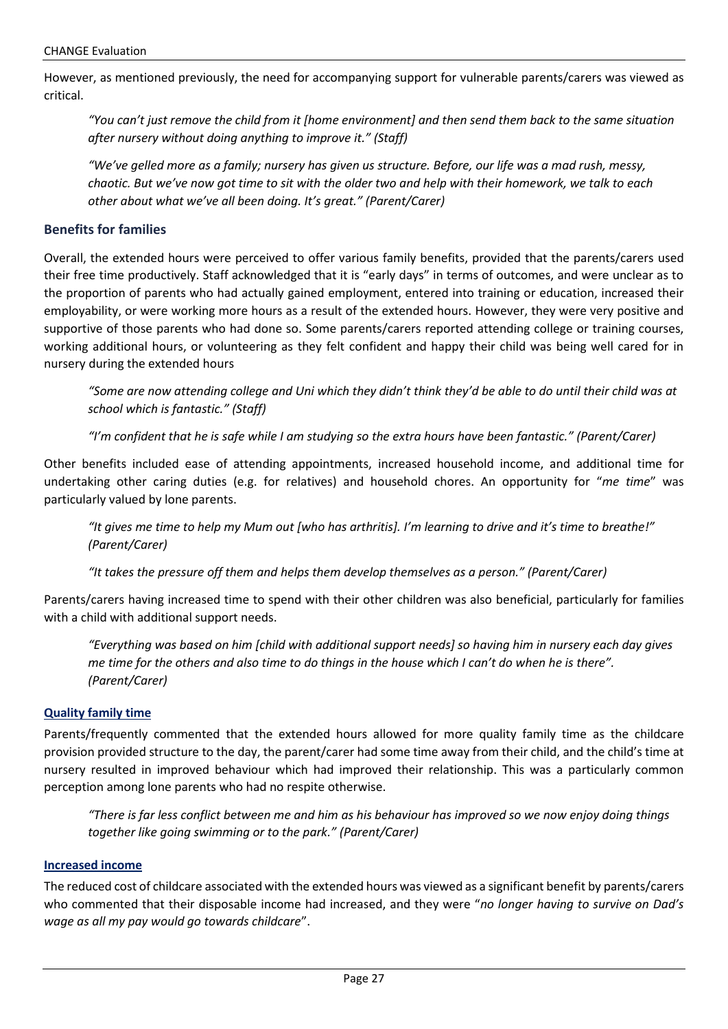However, as mentioned previously, the need for accompanying support for vulnerable parents/carers was viewed as critical.

> *"You can't just remove the child from it [home environment] and then send them back to the same situation after nursery without doing anything to improve it." (Staff)*

> *"We've gelled more as a family; nursery has given us structure. Before, our life was a mad rush, messy, chaotic. But we've now got time to sit with the older two and help with their homework, we talk to each other about what we've all been doing. It's great." (Parent/Carer)*

## Benefits for families

Overall, the extended hours were perceived to offer various family benefits, provided that the parents/carers used their free time productively. Staff acknowledged that it is "early days" in terms of outcomes, and were unclear as to the proportion of parents who had actually gained employment, entered into training or education, increased their employability, or were working more hours as a result of the extended hours. However, they were very positive and supportive of those parents who had done so. Some parents/carers reported attending college or training courses, working additional hours, or volunteering as they felt confident and happy their child was being well cared for in nursery during the extended hours

> *"Some are now attending college and Uni which they didn't think they'd be able to do until their child was at school which is fantastic." (Staff)*

> *"I'm confident that he is safe while I am studying so the extra hours have been fantastic." (Parent/Carer)*

Other benefits included ease of attending appointments, increased household income, and additional time for undertaking other caring duties (e.g. for relatives) and household chores. An opportunity for "*me time*" was particularly valued by lone parents.

> *"It gives me time to help my Mum out [who has arthritis]. I'm learning to drive and it's time to breathe!" (Parent/Carer)*

> *"It takes the pressure off them and helps them develop themselves as a person." (Parent/Carer)*

Parents/carers having increased time to spend with their other children was also beneficial, particularly for families with a child with additional support needs.

> *"Everything was based on him [child with additional support needs] so having him in nursery each day gives me time for the others and also time to do things in the house which I can't do when he is there". (Parent/Carer)*

### Quality family time

Parents/frequently commented that the extended hours allowed for more quality family time as the childcare provision provided structure to the day, the parent/carer had some time away from their child, and the child's time at nursery resulted in improved behaviour which had improved their relationship. This was a particularly common perception among lone parents who had no respite otherwise.

> *"There is far less conflict between me and him as his behaviour has improved so we now enjoy doing things together like going swimming or to the park." (Parent/Carer)*

### Increased income

The reduced cost of childcare associated with the extended hours was viewed as a significant benefit by parents/carers who commented that their disposable income had increased, and they were "*no longer having to survive on Dad's wage as all my pay would go towards childcare*".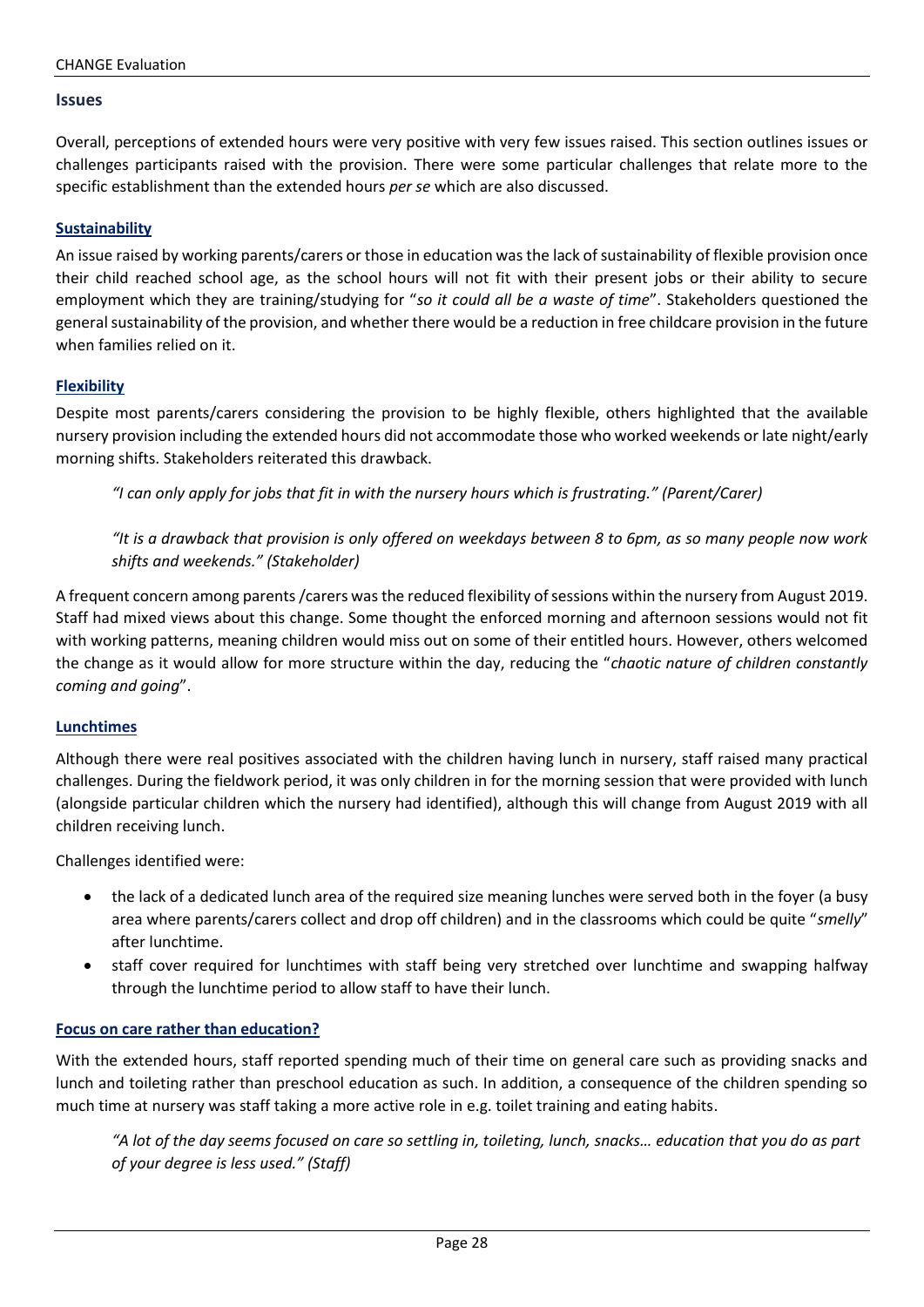## Issues

Overall, perceptions of extended hours were very positive with very few issues raised. This section outlines issues or challenges participants raised with the provision. There were some particular challenges that relate more to the specific establishment than the extended hours *per se* which are also discussed.

### Sustainability

An issue raised by working parents/carers or those in education was the lack of sustainability of flexible provision once their child reached school age, as the school hours will not fit with their present jobs or their ability to secure employment which they are training/studying for "*so it could all be a waste of time*". Stakeholders questioned the general sustainability of the provision, and whether there would be a reduction in free childcare provision in the future when families relied on it.

### Flexibility

Despite most parents/carers considering the provision to be highly flexible, others highlighted that the available nursery provision including the extended hours did not accommodate those who worked weekends or late night/early morning shifts. Stakeholders reiterated this drawback.

> *"I can only apply for jobs that fit in with the nursery hours which is frustrating." (Parent/Carer)*

> *"It is a drawback that provision is only offered on weekdays between 8 to 6pm, as so many people now work shifts and weekends." (Stakeholder)*

A frequent concern among parents /carers was the reduced flexibility of sessions within the nursery from August 2019. Staff had mixed views about this change. Some thought the enforced morning and afternoon sessions would not fit with working patterns, meaning children would miss out on some of their entitled hours. However, others welcomed the change as it would allow for more structure within the day, reducing the "*chaotic nature of children constantly coming and going*".

### Lunchtimes

Although there were real positives associated with the children having lunch in nursery, staff raised many practical challenges. During the fieldwork period, it was only children in for the morning session that were provided with lunch (alongside particular children which the nursery had identified), although this will change from August 2019 with all children receiving lunch.

Challenges identified were:

- the lack of a dedicated lunch area of the required size meaning lunches were served both in the foyer (a busy area where parents/carers collect and drop off children) and in the classrooms which could be quite "*smelly*" after lunchtime.
- staff cover required for lunchtimes with staff being very stretched over lunchtime and swapping halfway through the lunchtime period to allow staff to have their lunch.

### Focus on care rather than education?

With the extended hours, staff reported spending much of their time on general care such as providing snacks and lunch and toileting rather than preschool education as such. In addition, a consequence of the children spending so much time at nursery was staff taking a more active role in e.g. toilet training and eating habits.

> *"A lot of the day seems focused on care so settling in, toileting, lunch, snacks… education that you do as part of your degree is less used." (Staff)*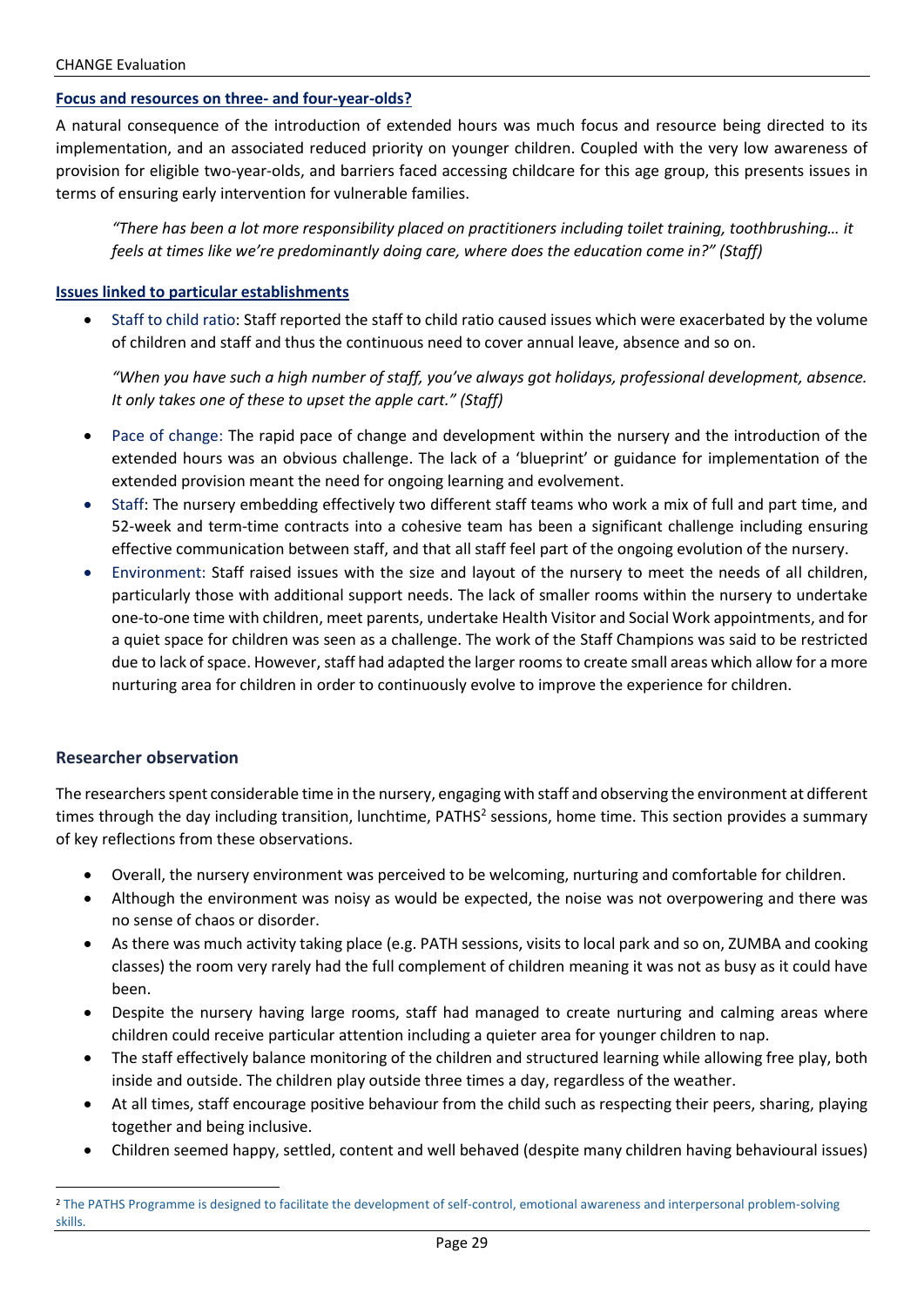#### Focus and resources on three- and four-year-olds?

A natural consequence of the introduction of extended hours was much focus and resource being directed to its implementation, and an associated reduced priority on younger children. Coupled with the very low awareness of provision for eligible two-year-olds, and barriers faced accessing childcare for this age group, this presents issues in terms of ensuring early intervention for vulnerable families.

> *"There has been a lot more responsibility placed on practitioners including toilet training, toothbrushing… it feels at times like we're predominantly doing care, where does the education come in?" (Staff)*

#### Issues linked to particular establishments

- Staff to child ratio: Staff reported the staff to child ratio caused issues which were exacerbated by the volume of children and staff and thus the continuous need to cover annual leave, absence and so on.

  *"When you have such a high number of staff, you've always got holidays, professional development, absence. It only takes one of these to upset the apple cart." (Staff)*

- Pace of change: The rapid pace of change and development within the nursery and the introduction of the extended hours was an obvious challenge. The lack of a 'blueprint' or guidance for implementation of the extended provision meant the need for ongoing learning and evolvement.
- Staff: The nursery embedding effectively two different staff teams who work a mix of full and part time, and 52-week and term-time contracts into a cohesive team has been a significant challenge including ensuring effective communication between staff, and that all staff feel part of the ongoing evolution of the nursery.
- Environment: Staff raised issues with the size and layout of the nursery to meet the needs of all children, particularly those with additional support needs. The lack of smaller rooms within the nursery to undertake one-to-one time with children, meet parents, undertake Health Visitor and Social Work appointments, and for a quiet space for children was seen as a challenge. The work of the Staff Champions was said to be restricted due to lack of space. However, staff had adapted the larger rooms to create small areas which allow for a more nurturing area for children in order to continuously evolve to improve the experience for children.

### Researcher observation

The researchers spent considerable time in the nursery, engaging with staff and observing the environment at different times through the day including transition, lunchtime, PATHS[2] sessions, home time. This section provides a summary of key reflections from these observations.

- Overall, the nursery environment was perceived to be welcoming, nurturing and comfortable for children.
- Although the environment was noisy as would be expected, the noise was not overpowering and there was no sense of chaos or disorder.
- As there was much activity taking place (e.g. PATH sessions, visits to local park and so on, ZUMBA and cooking classes) the room very rarely had the full complement of children meaning it was not as busy as it could have been.
- Despite the nursery having large rooms, staff had managed to create nurturing and calming areas where children could receive particular attention including a quieter area for younger children to nap.
- The staff effectively balance monitoring of the children and structured learning while allowing free play, both inside and outside. The children play outside three times a day, regardless of the weather.
- At all times, staff encourage positive behaviour from the child such as respecting their peers, sharing, playing together and being inclusive.
- Children seemed happy, settled, content and well behaved (despite many children having behavioural issues)

[2] The PATHS Programme is designed to facilitate the development of self-control, emotional awareness and interpersonal problem-solving skills.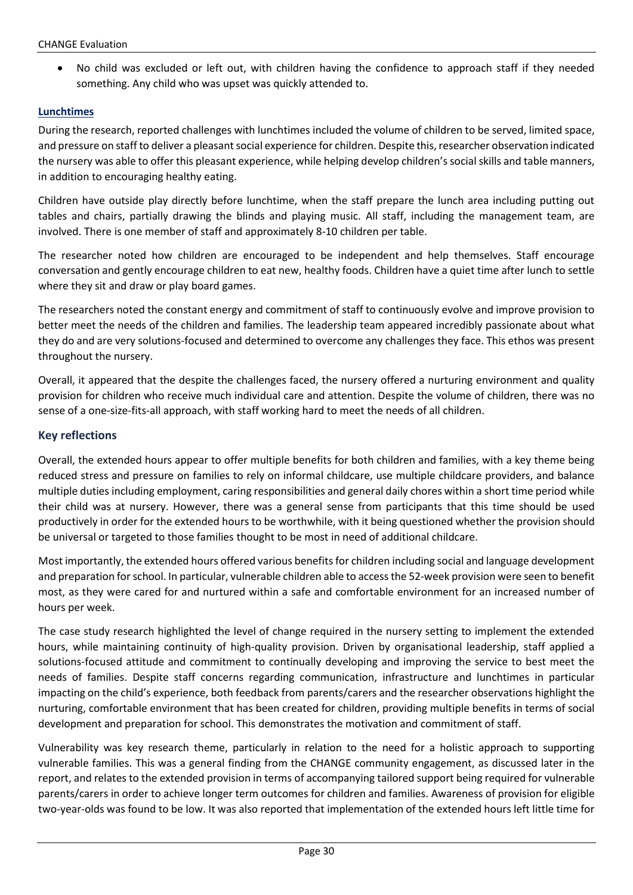- No child was excluded or left out, with children having the confidence to approach staff if they needed something. Any child who was upset was quickly attended to.

**Lunchtimes**

During the research, reported challenges with lunchtimes included the volume of children to be served, limited space, and pressure on staff to deliver a pleasant social experience for children. Despite this, researcher observation indicated the nursery was able to offer this pleasant experience, while helping develop children's social skills and table manners, in addition to encouraging healthy eating.

Children have outside play directly before lunchtime, when the staff prepare the lunch area including putting out tables and chairs, partially drawing the blinds and playing music. All staff, including the management team, are involved. There is one member of staff and approximately 8-10 children per table.

The researcher noted how children are encouraged to be independent and help themselves. Staff encourage conversation and gently encourage children to eat new, healthy foods. Children have a quiet time after lunch to settle where they sit and draw or play board games.

The researchers noted the constant energy and commitment of staff to continuously evolve and improve provision to better meet the needs of the children and families. The leadership team appeared incredibly passionate about what they do and are very solutions-focused and determined to overcome any challenges they face. This ethos was present throughout the nursery.

Overall, it appeared that the despite the challenges faced, the nursery offered a nurturing environment and quality provision for children who receive much individual care and attention. Despite the volume of children, there was no sense of a one-size-fits-all approach, with staff working hard to meet the needs of all children.

## Key reflections

Overall, the extended hours appear to offer multiple benefits for both children and families, with a key theme being reduced stress and pressure on families to rely on informal childcare, use multiple childcare providers, and balance multiple duties including employment, caring responsibilities and general daily chores within a short time period while their child was at nursery. However, there was a general sense from participants that this time should be used productively in order for the extended hours to be worthwhile, with it being questioned whether the provision should be universal or targeted to those families thought to be most in need of additional childcare.

Most importantly, the extended hours offered various benefits for children including social and language development and preparation for school. In particular, vulnerable children able to access the 52-week provision were seen to benefit most, as they were cared for and nurtured within a safe and comfortable environment for an increased number of hours per week.

The case study research highlighted the level of change required in the nursery setting to implement the extended hours, while maintaining continuity of high-quality provision. Driven by organisational leadership, staff applied a solutions-focused attitude and commitment to continually developing and improving the service to best meet the needs of families. Despite staff concerns regarding communication, infrastructure and lunchtimes in particular impacting on the child's experience, both feedback from parents/carers and the researcher observations highlight the nurturing, comfortable environment that has been created for children, providing multiple benefits in terms of social development and preparation for school. This demonstrates the motivation and commitment of staff.

Vulnerability was key research theme, particularly in relation to the need for a holistic approach to supporting vulnerable families. This was a general finding from the CHANGE community engagement, as discussed later in the report, and relates to the extended provision in terms of accompanying tailored support being required for vulnerable parents/carers in order to achieve longer term outcomes for children and families. Awareness of provision for eligible two-year-olds was found to be low. It was also reported that implementation of the extended hours left little time for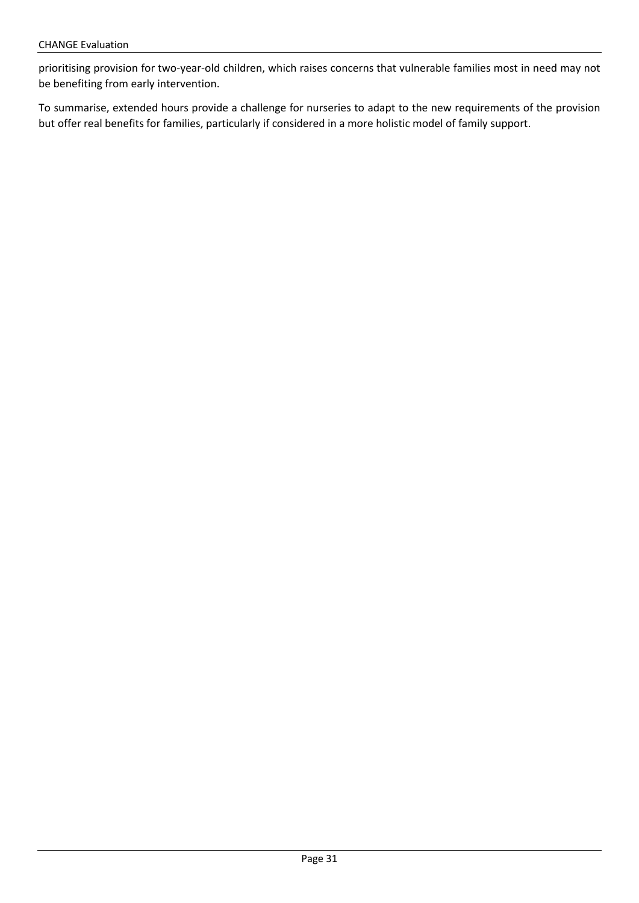prioritising provision for two-year-old children, which raises concerns that vulnerable families most in need may not be benefiting from early intervention.

To summarise, extended hours provide a challenge for nurseries to adapt to the new requirements of the provision but offer real benefits for families, particularly if considered in a more holistic model of family support.